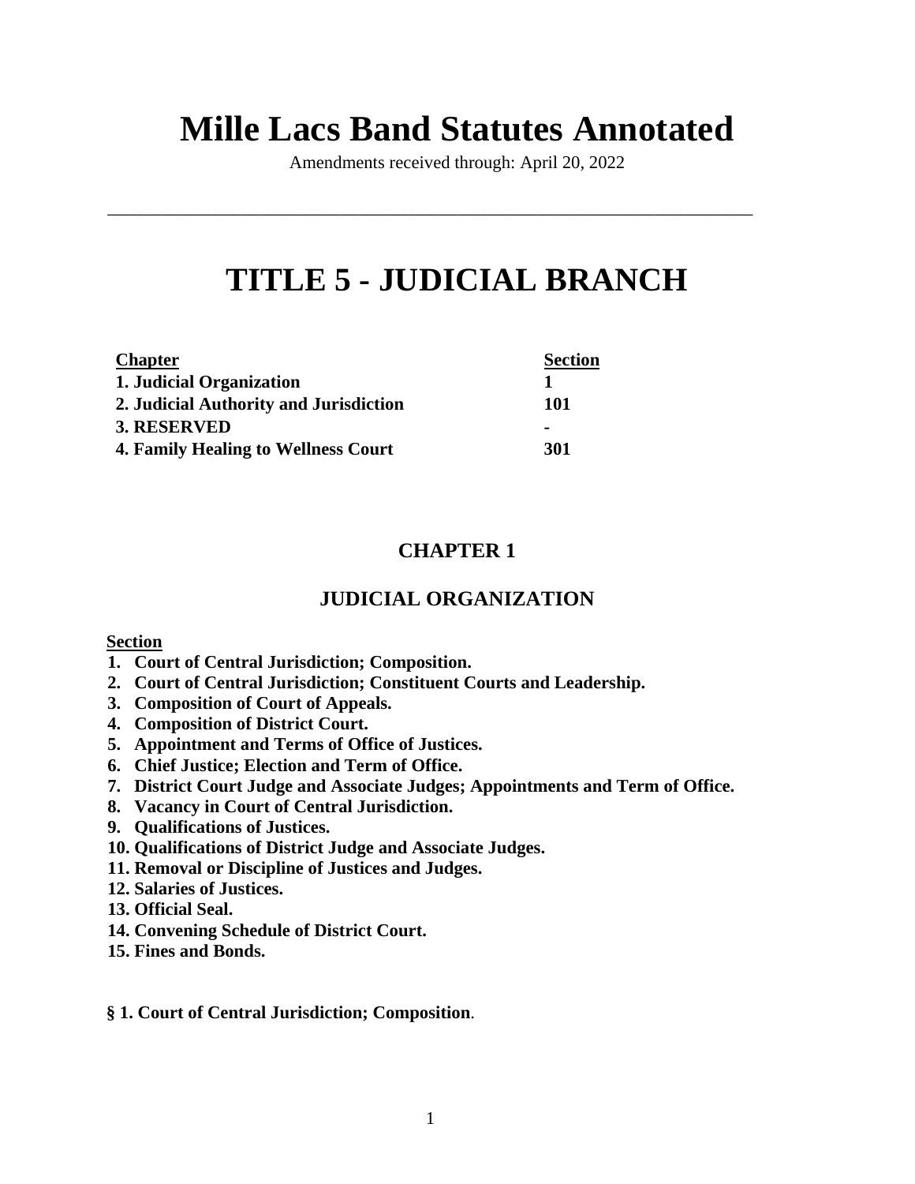# Mille Lacs Band Statutes Annotated

Amendments received through: April 20, 2022

---

# TITLE 5 - JUDICIAL BRANCH

| Chapter | Section |
|---|---|
| **1. Judicial Organization** | **1** |
| **2. Judicial Authority and Jurisdiction** | **101** |
| **3. RESERVED** | **-** |
| **4. Family Healing to Wellness Court** | **301** |

## CHAPTER 1

## JUDICIAL ORGANIZATION

**Section**

1. **Court of Central Jurisdiction; Composition.**
2. **Court of Central Jurisdiction; Constituent Courts and Leadership.**
3. **Composition of Court of Appeals.**
4. **Composition of District Court.**
5. **Appointment and Terms of Office of Justices.**
6. **Chief Justice; Election and Term of Office.**
7. **District Court Judge and Associate Judges; Appointments and Term of Office.**
8. **Vacancy in Court of Central Jurisdiction.**
9. **Qualifications of Justices.**
10. **Qualifications of District Judge and Associate Judges.**
11. **Removal or Discipline of Justices and Judges.**
12. **Salaries of Justices.**
13. **Official Seal.**
14. **Convening Schedule of District Court.**
15. **Fines and Bonds.**

**§ 1. Court of Central Jurisdiction; Composition**.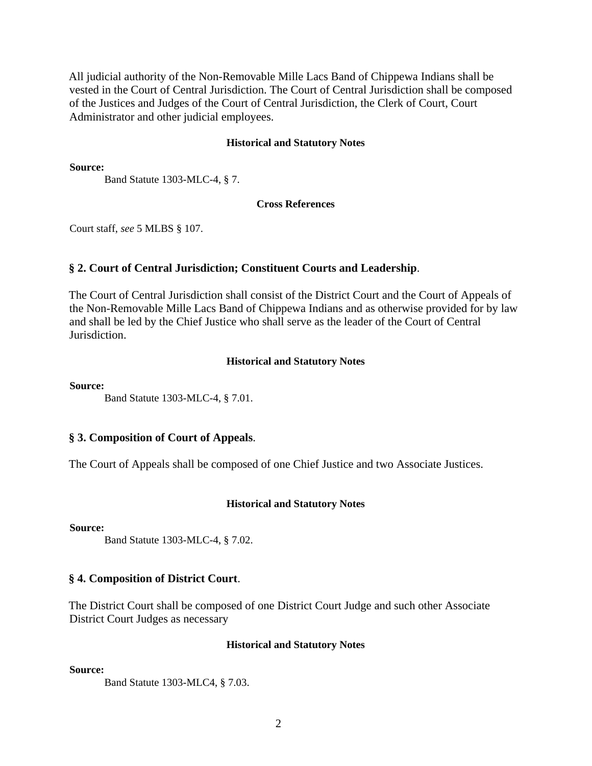All judicial authority of the Non-Removable Mille Lacs Band of Chippewa Indians shall be vested in the Court of Central Jurisdiction. The Court of Central Jurisdiction shall be composed of the Justices and Judges of the Court of Central Jurisdiction, the Clerk of Court, Court Administrator and other judicial employees.

**Historical and Statutory Notes**

**Source:**

Band Statute 1303-MLC-4, § 7.

**Cross References**

Court staff, *see* 5 MLBS § 107.

## § 2. Court of Central Jurisdiction; Constituent Courts and Leadership.

The Court of Central Jurisdiction shall consist of the District Court and the Court of Appeals of the Non-Removable Mille Lacs Band of Chippewa Indians and as otherwise provided for by law and shall be led by the Chief Justice who shall serve as the leader of the Court of Central Jurisdiction.

**Historical and Statutory Notes**

**Source:**

Band Statute 1303-MLC-4, § 7.01.

## § 3. Composition of Court of Appeals.

The Court of Appeals shall be composed of one Chief Justice and two Associate Justices.

**Historical and Statutory Notes**

**Source:**

Band Statute 1303-MLC-4, § 7.02.

## § 4. Composition of District Court.

The District Court shall be composed of one District Court Judge and such other Associate District Court Judges as necessary

**Historical and Statutory Notes**

**Source:**

Band Statute 1303-MLC4, § 7.03.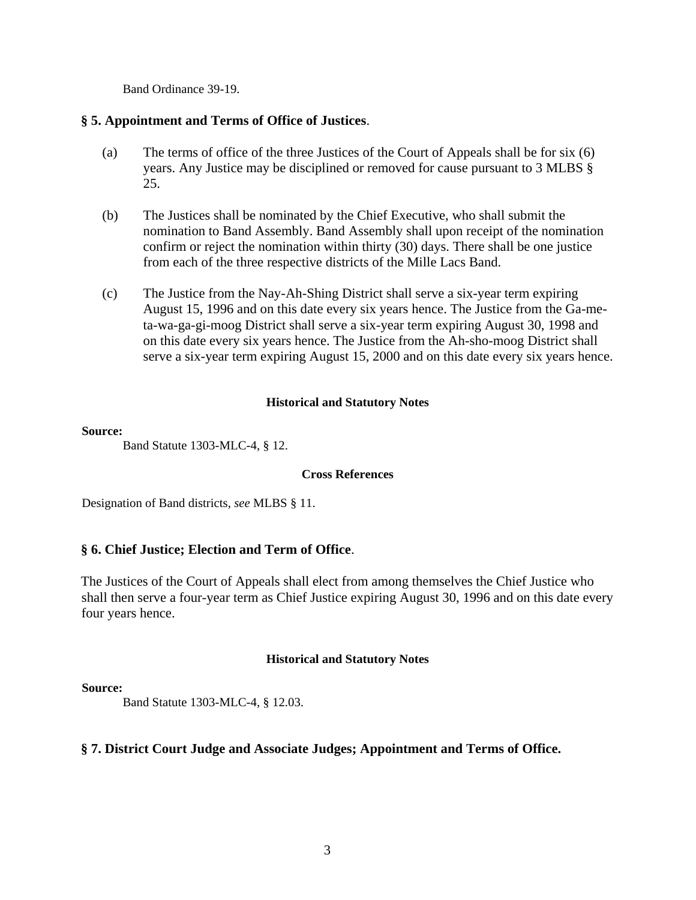Band Ordinance 39-19.

## § 5. Appointment and Terms of Office of Justices.

(a) The terms of office of the three Justices of the Court of Appeals shall be for six (6) years. Any Justice may be disciplined or removed for cause pursuant to 3 MLBS § 25.

(b) The Justices shall be nominated by the Chief Executive, who shall submit the nomination to Band Assembly. Band Assembly shall upon receipt of the nomination confirm or reject the nomination within thirty (30) days. There shall be one justice from each of the three respective districts of the Mille Lacs Band.

(c) The Justice from the Nay-Ah-Shing District shall serve a six-year term expiring August 15, 1996 and on this date every six years hence. The Justice from the Ga-me-ta-wa-ga-gi-moog District shall serve a six-year term expiring August 30, 1998 and on this date every six years hence. The Justice from the Ah-sho-moog District shall serve a six-year term expiring August 15, 2000 and on this date every six years hence.

**Historical and Statutory Notes**

**Source:**

Band Statute 1303-MLC-4, § 12.

**Cross References**

Designation of Band districts, *see* MLBS § 11.

## § 6. Chief Justice; Election and Term of Office.

The Justices of the Court of Appeals shall elect from among themselves the Chief Justice who shall then serve a four-year term as Chief Justice expiring August 30, 1996 and on this date every four years hence.

**Historical and Statutory Notes**

**Source:**

Band Statute 1303-MLC-4, § 12.03.

## § 7. District Court Judge and Associate Judges; Appointment and Terms of Office.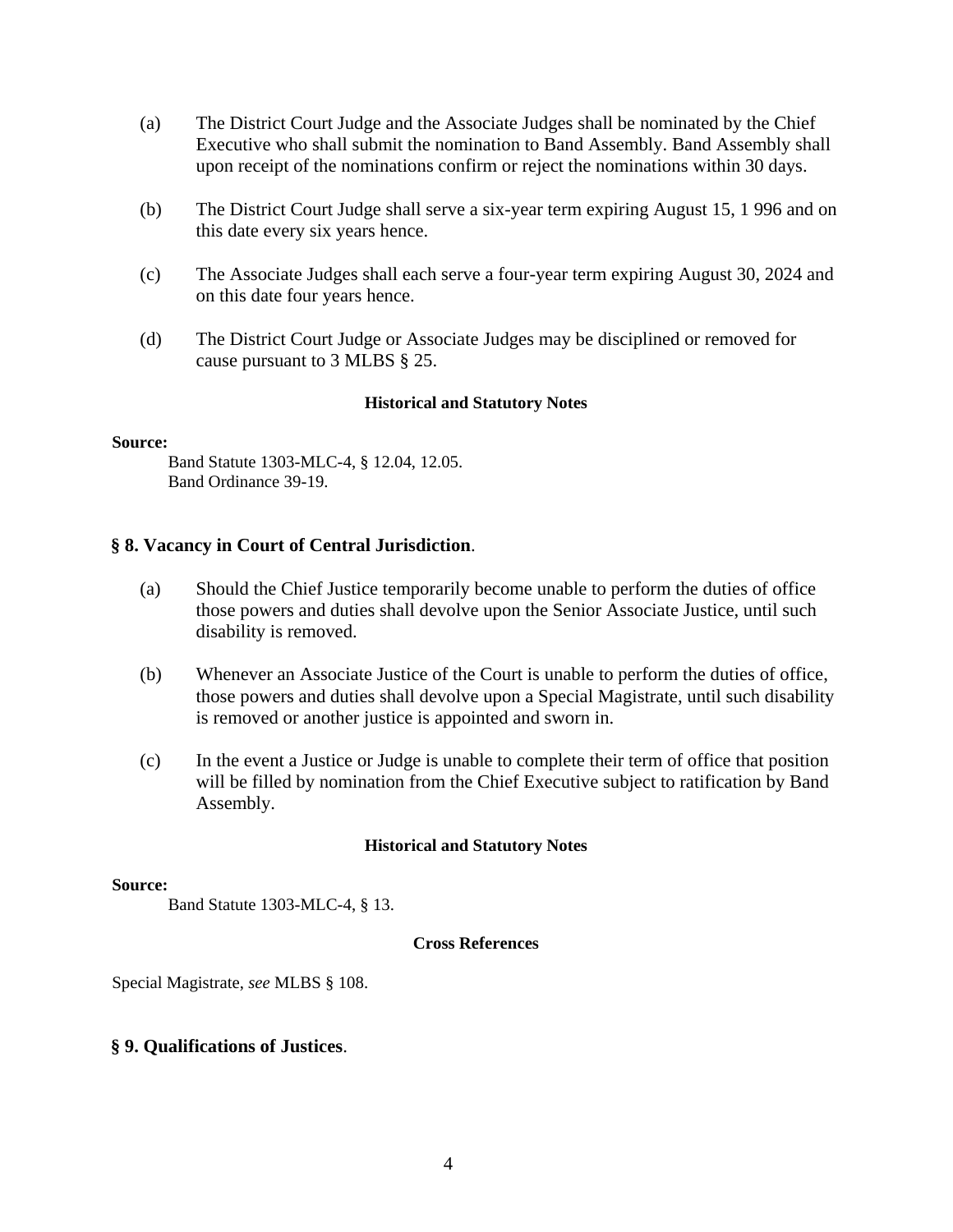(a) The District Court Judge and the Associate Judges shall be nominated by the Chief Executive who shall submit the nomination to Band Assembly. Band Assembly shall upon receipt of the nominations confirm or reject the nominations within 30 days.

(b) The District Court Judge shall serve a six-year term expiring August 15, 1 996 and on this date every six years hence.

(c) The Associate Judges shall each serve a four-year term expiring August 30, 2024 and on this date four years hence.

(d) The District Court Judge or Associate Judges may be disciplined or removed for cause pursuant to 3 MLBS § 25.

**Historical and Statutory Notes**

**Source:**

Band Statute 1303-MLC-4, § 12.04, 12.05.
Band Ordinance 39-19.

### § 8. Vacancy in Court of Central Jurisdiction.

(a) Should the Chief Justice temporarily become unable to perform the duties of office those powers and duties shall devolve upon the Senior Associate Justice, until such disability is removed.

(b) Whenever an Associate Justice of the Court is unable to perform the duties of office, those powers and duties shall devolve upon a Special Magistrate, until such disability is removed or another justice is appointed and sworn in.

(c) In the event a Justice or Judge is unable to complete their term of office that position will be filled by nomination from the Chief Executive subject to ratification by Band Assembly.

**Historical and Statutory Notes**

**Source:**

Band Statute 1303-MLC-4, § 13.

**Cross References**

Special Magistrate, *see* MLBS § 108.

### § 9. Qualifications of Justices.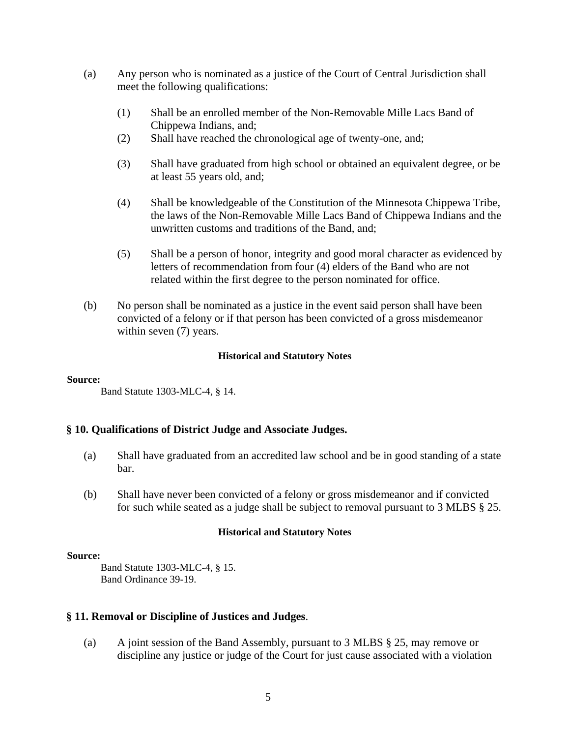(a) Any person who is nominated as a justice of the Court of Central Jurisdiction shall meet the following qualifications:

  (1) Shall be an enrolled member of the Non-Removable Mille Lacs Band of Chippewa Indians, and;

  (2) Shall have reached the chronological age of twenty-one, and;

  (3) Shall have graduated from high school or obtained an equivalent degree, or be at least 55 years old, and;

  (4) Shall be knowledgeable of the Constitution of the Minnesota Chippewa Tribe, the laws of the Non-Removable Mille Lacs Band of Chippewa Indians and the unwritten customs and traditions of the Band, and;

  (5) Shall be a person of honor, integrity and good moral character as evidenced by letters of recommendation from four (4) elders of the Band who are not related within the first degree to the person nominated for office.

(b) No person shall be nominated as a justice in the event said person shall have been convicted of a felony or if that person has been convicted of a gross misdemeanor within seven (7) years.

**Historical and Statutory Notes**

**Source:**

Band Statute 1303-MLC-4, § 14.

## § 10. Qualifications of District Judge and Associate Judges.

(a) Shall have graduated from an accredited law school and be in good standing of a state bar.

(b) Shall have never been convicted of a felony or gross misdemeanor and if convicted for such while seated as a judge shall be subject to removal pursuant to 3 MLBS § 25.

**Historical and Statutory Notes**

**Source:**

Band Statute 1303-MLC-4, § 15.
Band Ordinance 39-19.

## § 11. Removal or Discipline of Justices and Judges.

(a) A joint session of the Band Assembly, pursuant to 3 MLBS § 25, may remove or discipline any justice or judge of the Court for just cause associated with a violation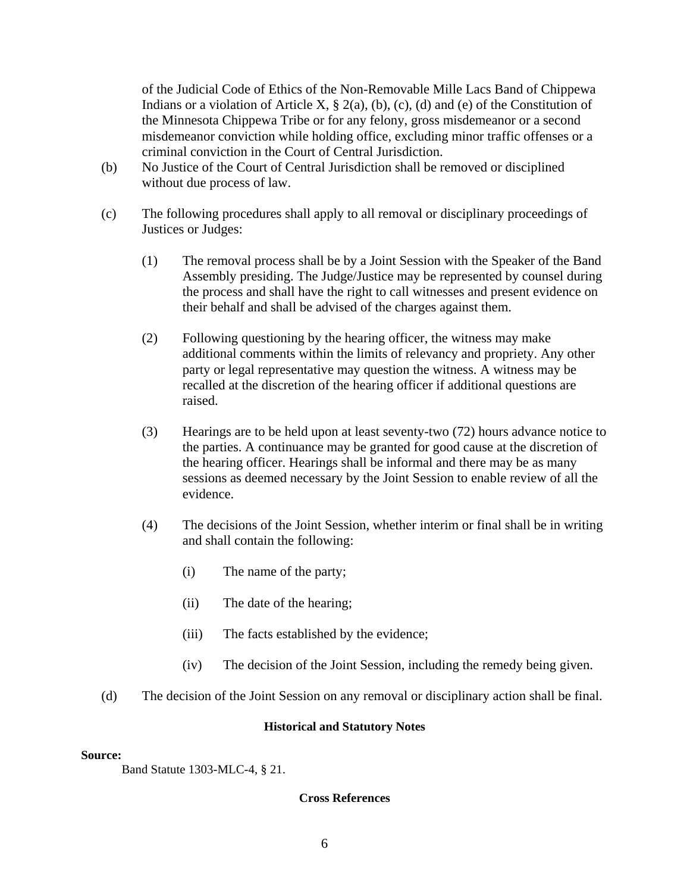of the Judicial Code of Ethics of the Non-Removable Mille Lacs Band of Chippewa Indians or a violation of Article X, § 2(a), (b), (c), (d) and (e) of the Constitution of the Minnesota Chippewa Tribe or for any felony, gross misdemeanor or a second misdemeanor conviction while holding office, excluding minor traffic offenses or a criminal conviction in the Court of Central Jurisdiction.

(b) No Justice of the Court of Central Jurisdiction shall be removed or disciplined without due process of law.

(c) The following procedures shall apply to all removal or disciplinary proceedings of Justices or Judges:

(1) The removal process shall be by a Joint Session with the Speaker of the Band Assembly presiding. The Judge/Justice may be represented by counsel during the process and shall have the right to call witnesses and present evidence on their behalf and shall be advised of the charges against them.

(2) Following questioning by the hearing officer, the witness may make additional comments within the limits of relevancy and propriety. Any other party or legal representative may question the witness. A witness may be recalled at the discretion of the hearing officer if additional questions are raised.

(3) Hearings are to be held upon at least seventy-two (72) hours advance notice to the parties. A continuance may be granted for good cause at the discretion of the hearing officer. Hearings shall be informal and there may be as many sessions as deemed necessary by the Joint Session to enable review of all the evidence.

(4) The decisions of the Joint Session, whether interim or final shall be in writing and shall contain the following:

(i) The name of the party;

(ii) The date of the hearing;

(iii) The facts established by the evidence;

(iv) The decision of the Joint Session, including the remedy being given.

(d) The decision of the Joint Session on any removal or disciplinary action shall be final.

**Historical and Statutory Notes**

**Source:**

Band Statute 1303-MLC-4, § 21.

**Cross References**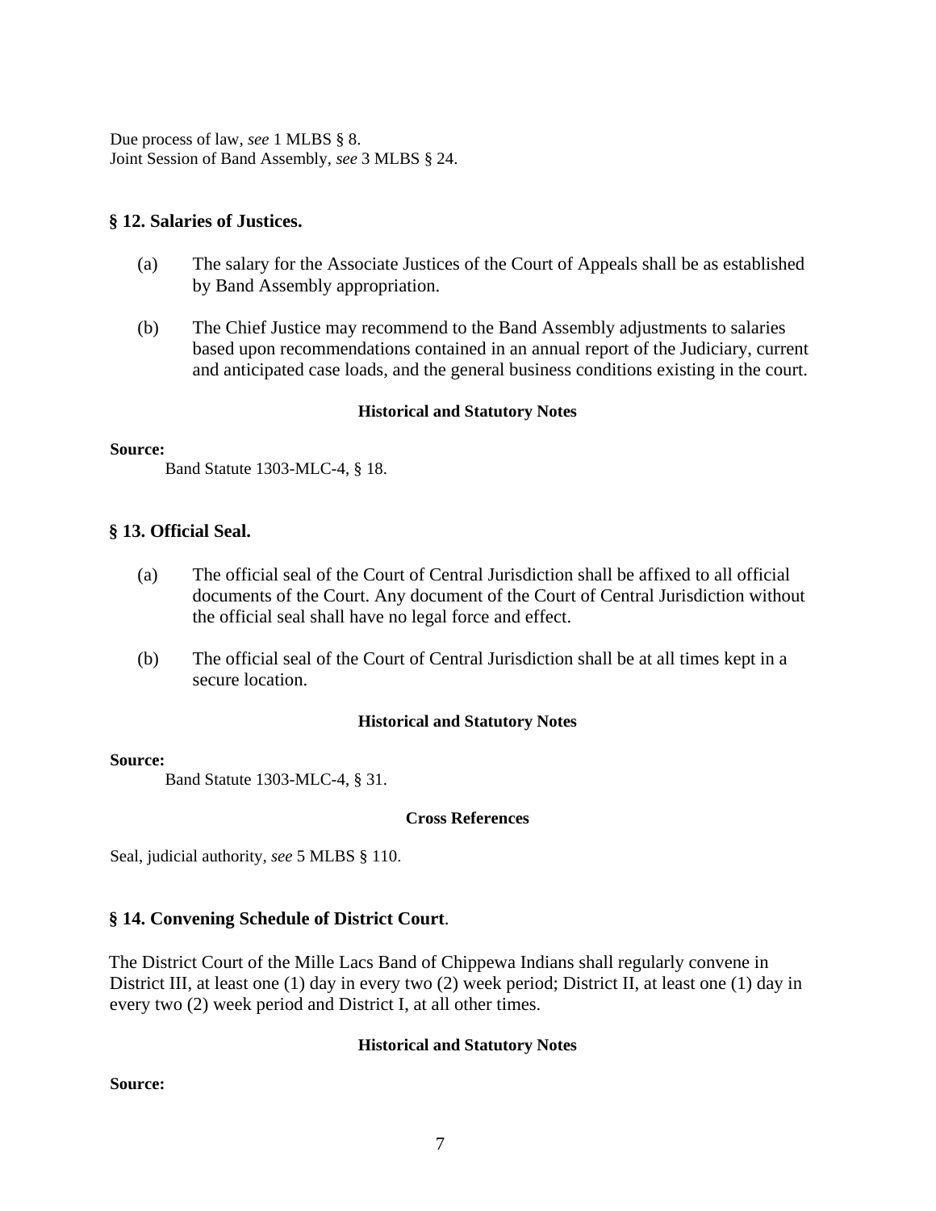Due process of law, *see* 1 MLBS § 8.
Joint Session of Band Assembly, *see* 3 MLBS § 24.

### § 12. Salaries of Justices.

(a) The salary for the Associate Justices of the Court of Appeals shall be as established by Band Assembly appropriation.

(b) The Chief Justice may recommend to the Band Assembly adjustments to salaries based upon recommendations contained in an annual report of the Judiciary, current and anticipated case loads, and the general business conditions existing in the court.

**Historical and Statutory Notes**

**Source:**

Band Statute 1303-MLC-4, § 18.

### § 13. Official Seal.

(a) The official seal of the Court of Central Jurisdiction shall be affixed to all official documents of the Court. Any document of the Court of Central Jurisdiction without the official seal shall have no legal force and effect.

(b) The official seal of the Court of Central Jurisdiction shall be at all times kept in a secure location.

**Historical and Statutory Notes**

**Source:**

Band Statute 1303-MLC-4, § 31.

**Cross References**

Seal, judicial authority, *see* 5 MLBS § 110.

### § 14. Convening Schedule of District Court.

The District Court of the Mille Lacs Band of Chippewa Indians shall regularly convene in District III, at least one (1) day in every two (2) week period; District II, at least one (1) day in every two (2) week period and District I, at all other times.

**Historical and Statutory Notes**

**Source:**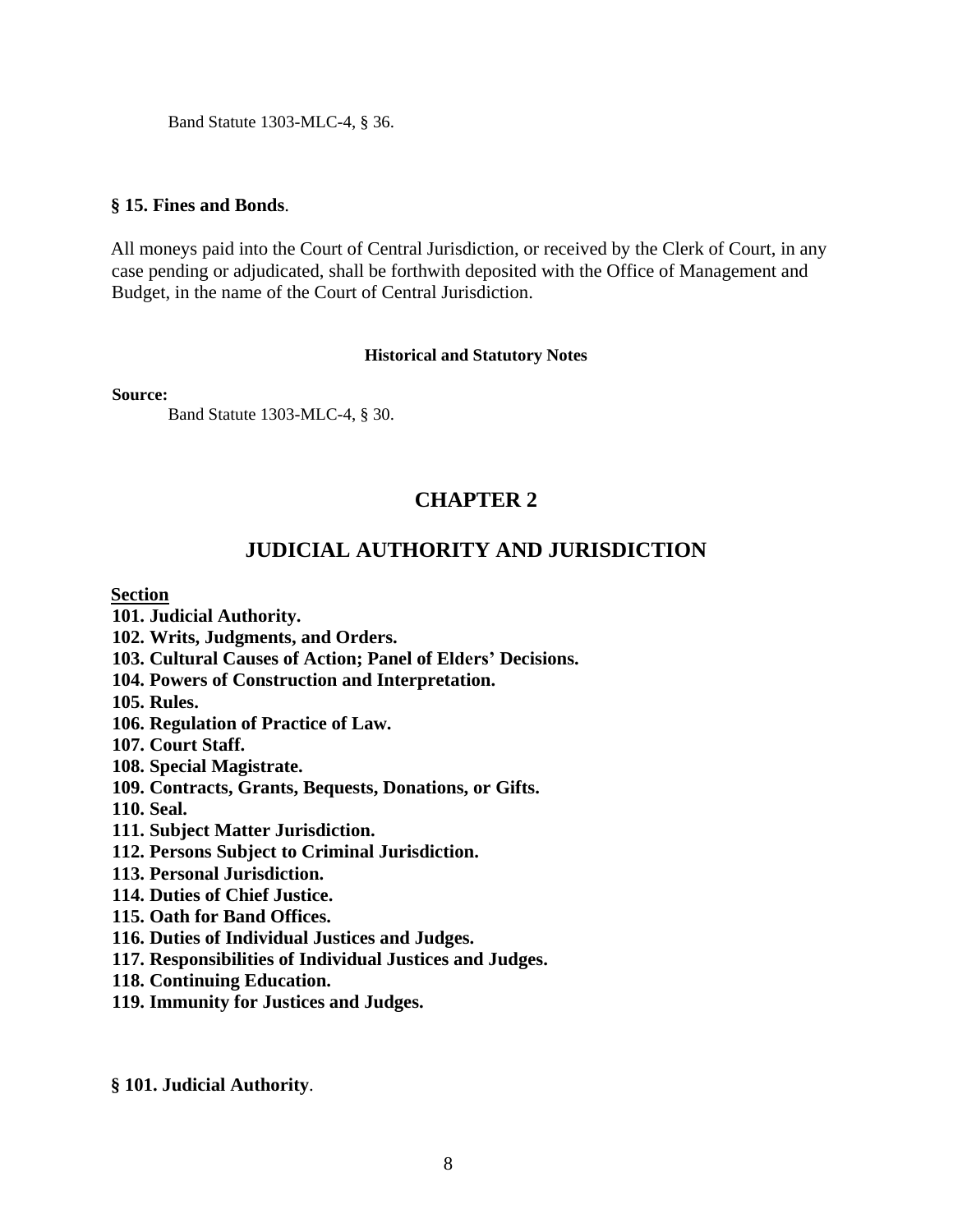Band Statute 1303-MLC-4, § 36.

**§ 15. Fines and Bonds**.

All moneys paid into the Court of Central Jurisdiction, or received by the Clerk of Court, in any case pending or adjudicated, shall be forthwith deposited with the Office of Management and Budget, in the name of the Court of Central Jurisdiction.

**Historical and Statutory Notes**

**Source:**

Band Statute 1303-MLC-4, § 30.

## CHAPTER 2

## JUDICIAL AUTHORITY AND JURISDICTION

**Section**

**101. Judicial Authority.**
**102. Writs, Judgments, and Orders.**
**103. Cultural Causes of Action; Panel of Elders' Decisions.**
**104. Powers of Construction and Interpretation.**
**105. Rules.**
**106. Regulation of Practice of Law.**
**107. Court Staff.**
**108. Special Magistrate.**
**109. Contracts, Grants, Bequests, Donations, or Gifts.**
**110. Seal.**
**111. Subject Matter Jurisdiction.**
**112. Persons Subject to Criminal Jurisdiction.**
**113. Personal Jurisdiction.**
**114. Duties of Chief Justice.**
**115. Oath for Band Offices.**
**116. Duties of Individual Justices and Judges.**
**117. Responsibilities of Individual Justices and Judges.**
**118. Continuing Education.**
**119. Immunity for Justices and Judges.**

**§ 101. Judicial Authority**.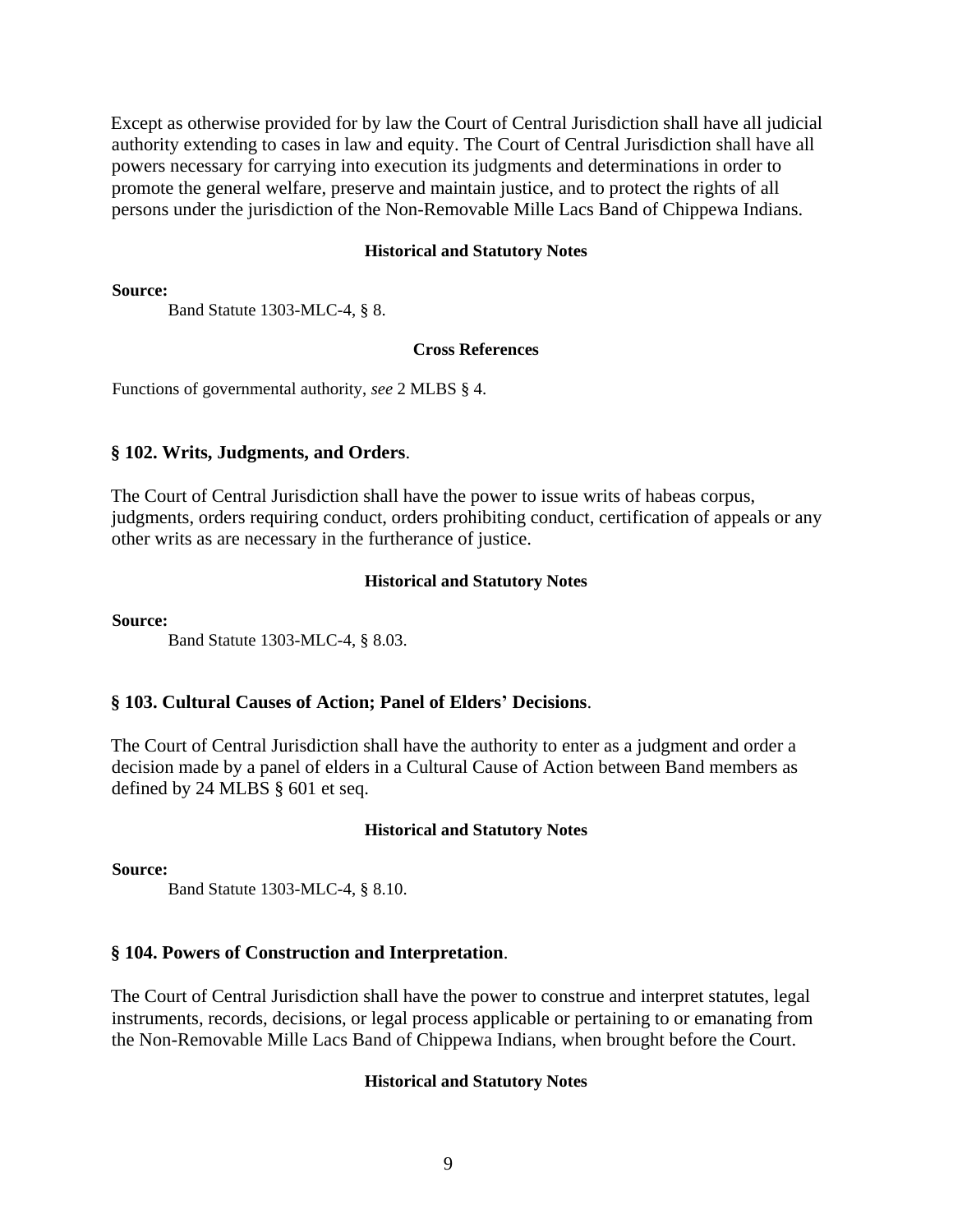Except as otherwise provided for by law the Court of Central Jurisdiction shall have all judicial authority extending to cases in law and equity. The Court of Central Jurisdiction shall have all powers necessary for carrying into execution its judgments and determinations in order to promote the general welfare, preserve and maintain justice, and to protect the rights of all persons under the jurisdiction of the Non-Removable Mille Lacs Band of Chippewa Indians.

**Historical and Statutory Notes**

**Source:**

Band Statute 1303-MLC-4, § 8.

**Cross References**

Functions of governmental authority, *see* 2 MLBS § 4.

### § 102. Writs, Judgments, and Orders.

The Court of Central Jurisdiction shall have the power to issue writs of habeas corpus, judgments, orders requiring conduct, orders prohibiting conduct, certification of appeals or any other writs as are necessary in the furtherance of justice.

**Historical and Statutory Notes**

**Source:**

Band Statute 1303-MLC-4, § 8.03.

### § 103. Cultural Causes of Action; Panel of Elders' Decisions.

The Court of Central Jurisdiction shall have the authority to enter as a judgment and order a decision made by a panel of elders in a Cultural Cause of Action between Band members as defined by 24 MLBS § 601 et seq.

**Historical and Statutory Notes**

**Source:**

Band Statute 1303-MLC-4, § 8.10.

### § 104. Powers of Construction and Interpretation.

The Court of Central Jurisdiction shall have the power to construe and interpret statutes, legal instruments, records, decisions, or legal process applicable or pertaining to or emanating from the Non-Removable Mille Lacs Band of Chippewa Indians, when brought before the Court.

**Historical and Statutory Notes**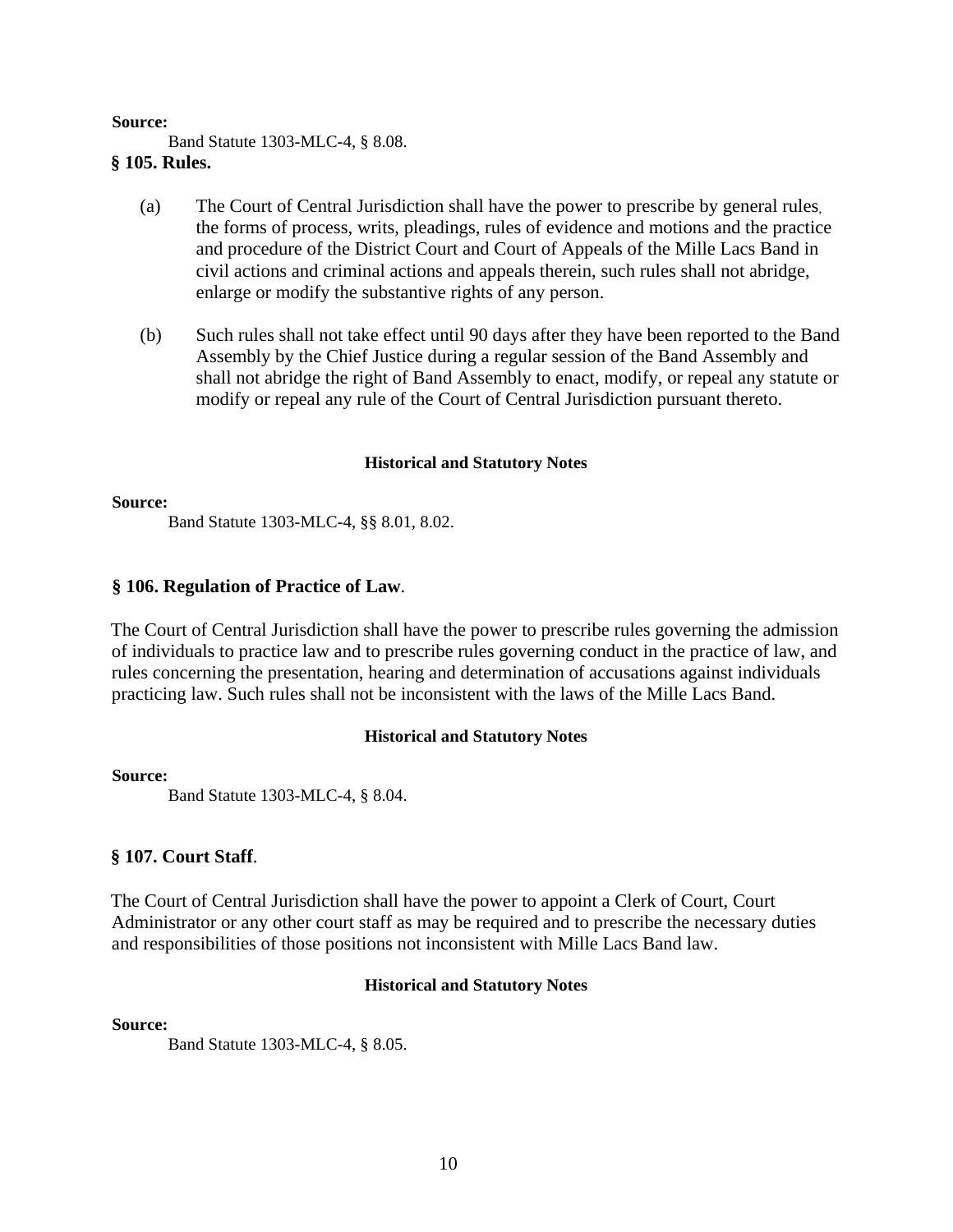**Source:**

Band Statute 1303-MLC-4, § 8.08.

**§ 105. Rules.**

(a) The Court of Central Jurisdiction shall have the power to prescribe by general rules, the forms of process, writs, pleadings, rules of evidence and motions and the practice and procedure of the District Court and Court of Appeals of the Mille Lacs Band in civil actions and criminal actions and appeals therein, such rules shall not abridge, enlarge or modify the substantive rights of any person.

(b) Such rules shall not take effect until 90 days after they have been reported to the Band Assembly by the Chief Justice during a regular session of the Band Assembly and shall not abridge the right of Band Assembly to enact, modify, or repeal any statute or modify or repeal any rule of the Court of Central Jurisdiction pursuant thereto.

**Historical and Statutory Notes**

**Source:**

Band Statute 1303-MLC-4, §§ 8.01, 8.02.

**§ 106. Regulation of Practice of Law**.

The Court of Central Jurisdiction shall have the power to prescribe rules governing the admission of individuals to practice law and to prescribe rules governing conduct in the practice of law, and rules concerning the presentation, hearing and determination of accusations against individuals practicing law. Such rules shall not be inconsistent with the laws of the Mille Lacs Band.

**Historical and Statutory Notes**

**Source:**

Band Statute 1303-MLC-4, § 8.04.

**§ 107. Court Staff**.

The Court of Central Jurisdiction shall have the power to appoint a Clerk of Court, Court Administrator or any other court staff as may be required and to prescribe the necessary duties and responsibilities of those positions not inconsistent with Mille Lacs Band law.

**Historical and Statutory Notes**

**Source:**

Band Statute 1303-MLC-4, § 8.05.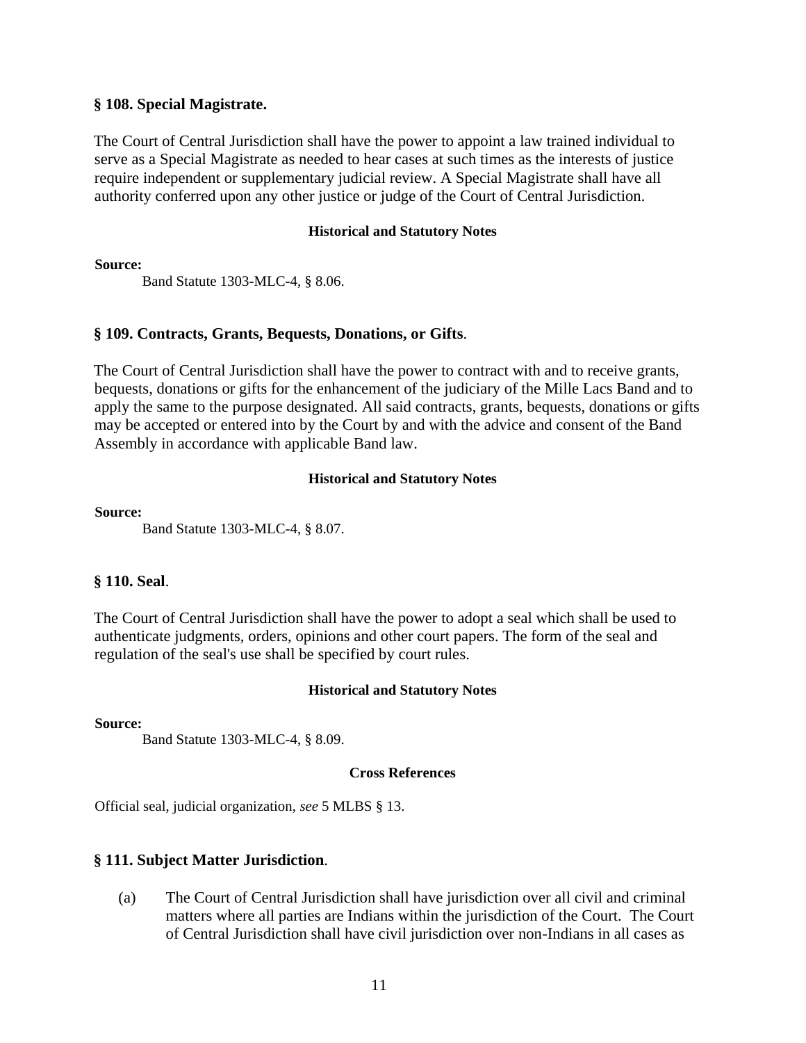### § 108. Special Magistrate.

The Court of Central Jurisdiction shall have the power to appoint a law trained individual to serve as a Special Magistrate as needed to hear cases at such times as the interests of justice require independent or supplementary judicial review. A Special Magistrate shall have all authority conferred upon any other justice or judge of the Court of Central Jurisdiction.

**Historical and Statutory Notes**

**Source:**

Band Statute 1303-MLC-4, § 8.06.

### § 109. Contracts, Grants, Bequests, Donations, or Gifts.

The Court of Central Jurisdiction shall have the power to contract with and to receive grants, bequests, donations or gifts for the enhancement of the judiciary of the Mille Lacs Band and to apply the same to the purpose designated. All said contracts, grants, bequests, donations or gifts may be accepted or entered into by the Court by and with the advice and consent of the Band Assembly in accordance with applicable Band law.

**Historical and Statutory Notes**

**Source:**

Band Statute 1303-MLC-4, § 8.07.

### § 110. Seal.

The Court of Central Jurisdiction shall have the power to adopt a seal which shall be used to authenticate judgments, orders, opinions and other court papers. The form of the seal and regulation of the seal's use shall be specified by court rules.

**Historical and Statutory Notes**

**Source:**

Band Statute 1303-MLC-4, § 8.09.

**Cross References**

Official seal, judicial organization, *see* 5 MLBS § 13.

### § 111. Subject Matter Jurisdiction.

(a) The Court of Central Jurisdiction shall have jurisdiction over all civil and criminal matters where all parties are Indians within the jurisdiction of the Court. The Court of Central Jurisdiction shall have civil jurisdiction over non-Indians in all cases as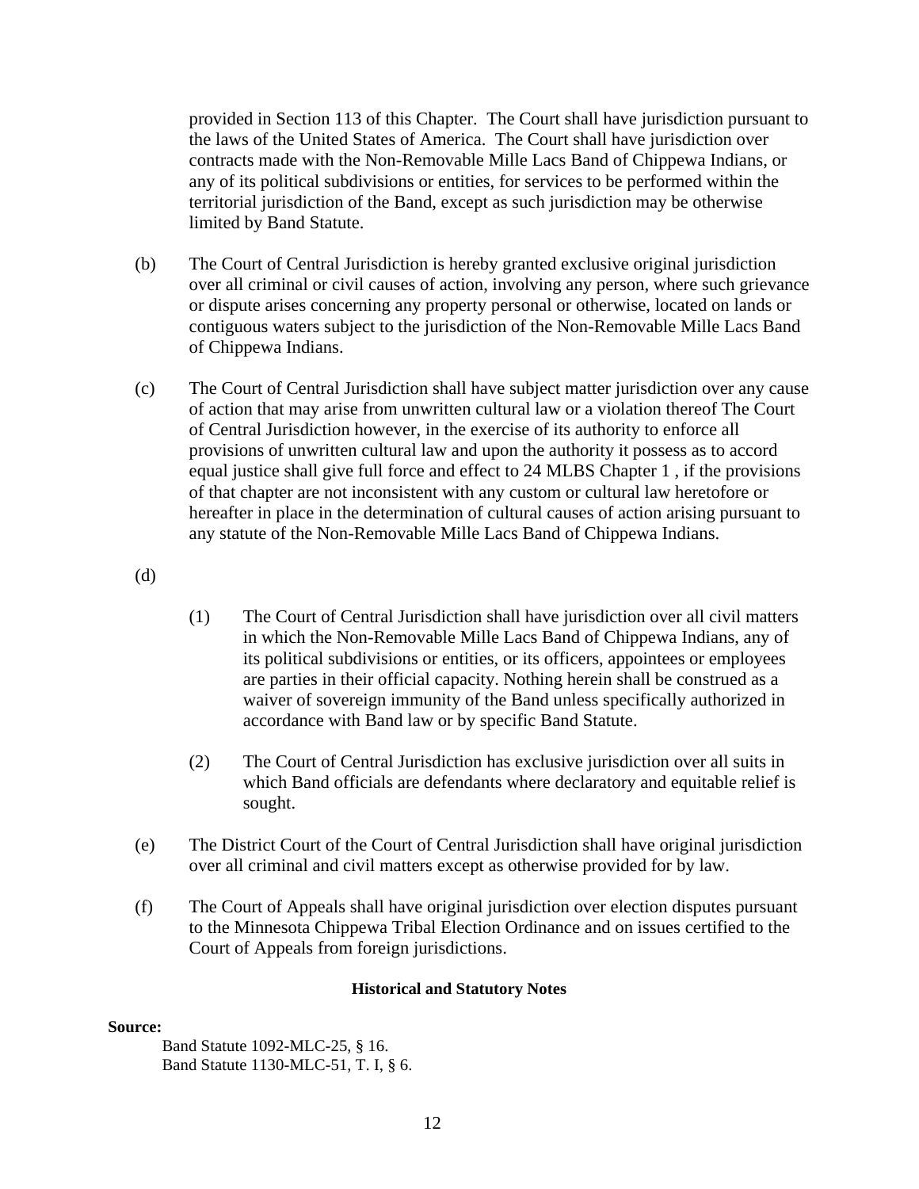provided in Section 113 of this Chapter. The Court shall have jurisdiction pursuant to the laws of the United States of America. The Court shall have jurisdiction over contracts made with the Non-Removable Mille Lacs Band of Chippewa Indians, or any of its political subdivisions or entities, for services to be performed within the territorial jurisdiction of the Band, except as such jurisdiction may be otherwise limited by Band Statute.

(b) The Court of Central Jurisdiction is hereby granted exclusive original jurisdiction over all criminal or civil causes of action, involving any person, where such grievance or dispute arises concerning any property personal or otherwise, located on lands or contiguous waters subject to the jurisdiction of the Non-Removable Mille Lacs Band of Chippewa Indians.

(c) The Court of Central Jurisdiction shall have subject matter jurisdiction over any cause of action that may arise from unwritten cultural law or a violation thereof The Court of Central Jurisdiction however, in the exercise of its authority to enforce all provisions of unwritten cultural law and upon the authority it possess as to accord equal justice shall give full force and effect to 24 MLBS Chapter 1 , if the provisions of that chapter are not inconsistent with any custom or cultural law heretofore or hereafter in place in the determination of cultural causes of action arising pursuant to any statute of the Non-Removable Mille Lacs Band of Chippewa Indians.

(d)

(1) The Court of Central Jurisdiction shall have jurisdiction over all civil matters in which the Non-Removable Mille Lacs Band of Chippewa Indians, any of its political subdivisions or entities, or its officers, appointees or employees are parties in their official capacity. Nothing herein shall be construed as a waiver of sovereign immunity of the Band unless specifically authorized in accordance with Band law or by specific Band Statute.

(2) The Court of Central Jurisdiction has exclusive jurisdiction over all suits in which Band officials are defendants where declaratory and equitable relief is sought.

(e) The District Court of the Court of Central Jurisdiction shall have original jurisdiction over all criminal and civil matters except as otherwise provided for by law.

(f) The Court of Appeals shall have original jurisdiction over election disputes pursuant to the Minnesota Chippewa Tribal Election Ordinance and on issues certified to the Court of Appeals from foreign jurisdictions.

**Historical and Statutory Notes**

**Source:**

Band Statute 1092-MLC-25, § 16.
Band Statute 1130-MLC-51, T. I, § 6.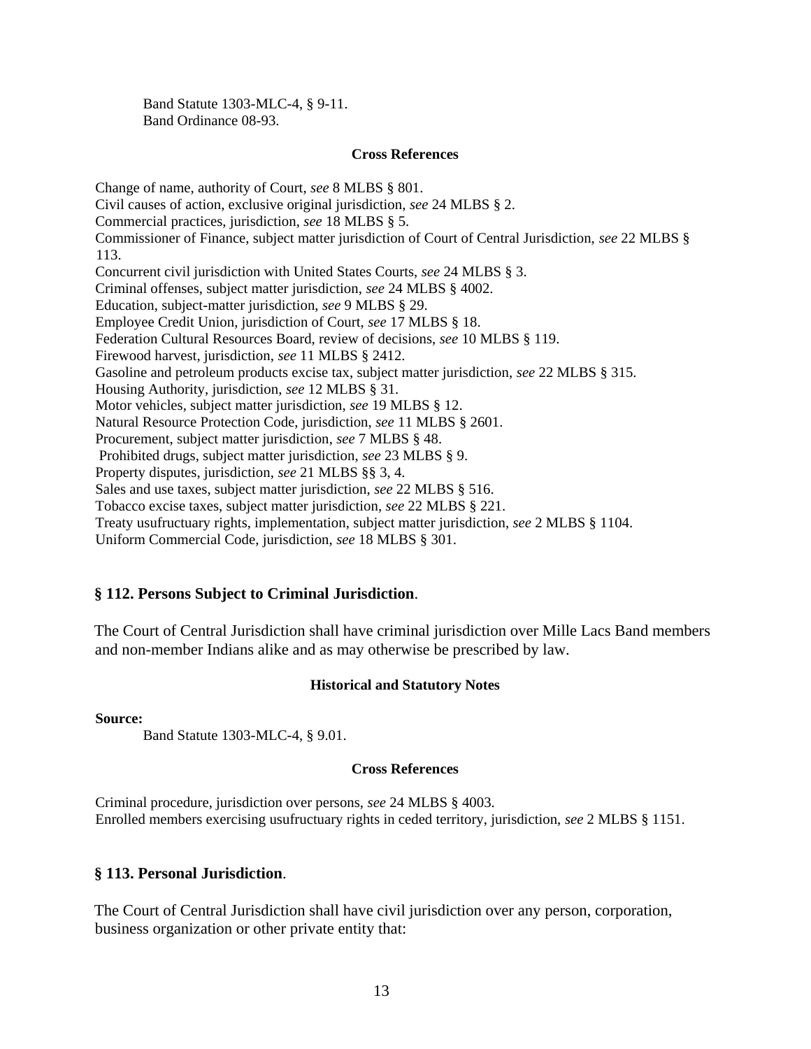Band Statute 1303-MLC-4, § 9-11.
Band Ordinance 08-93.

**Cross References**

Change of name, authority of Court, *see* 8 MLBS § 801.
Civil causes of action, exclusive original jurisdiction, *see* 24 MLBS § 2.
Commercial practices, jurisdiction, *see* 18 MLBS § 5.
Commissioner of Finance, subject matter jurisdiction of Court of Central Jurisdiction, *see* 22 MLBS § 113.
Concurrent civil jurisdiction with United States Courts, *see* 24 MLBS § 3.
Criminal offenses, subject matter jurisdiction, *see* 24 MLBS § 4002.
Education, subject-matter jurisdiction, *see* 9 MLBS § 29.
Employee Credit Union, jurisdiction of Court, *see* 17 MLBS § 18.
Federation Cultural Resources Board, review of decisions, *see* 10 MLBS § 119.
Firewood harvest, jurisdiction, *see* 11 MLBS § 2412.
Gasoline and petroleum products excise tax, subject matter jurisdiction, *see* 22 MLBS § 315.
Housing Authority, jurisdiction, *see* 12 MLBS § 31.
Motor vehicles, subject matter jurisdiction, *see* 19 MLBS § 12.
Natural Resource Protection Code, jurisdiction, *see* 11 MLBS § 2601.
Procurement, subject matter jurisdiction, *see* 7 MLBS § 48.
Prohibited drugs, subject matter jurisdiction, *see* 23 MLBS § 9.
Property disputes, jurisdiction, *see* 21 MLBS §§ 3, 4.
Sales and use taxes, subject matter jurisdiction, *see* 22 MLBS § 516.
Tobacco excise taxes, subject matter jurisdiction, *see* 22 MLBS § 221.
Treaty usufructuary rights, implementation, subject matter jurisdiction, *see* 2 MLBS § 1104.
Uniform Commercial Code, jurisdiction, *see* 18 MLBS § 301.

### § 112. Persons Subject to Criminal Jurisdiction.

The Court of Central Jurisdiction shall have criminal jurisdiction over Mille Lacs Band members and non-member Indians alike and as may otherwise be prescribed by law.

**Historical and Statutory Notes**

**Source:**

Band Statute 1303-MLC-4, § 9.01.

**Cross References**

Criminal procedure, jurisdiction over persons, *see* 24 MLBS § 4003.
Enrolled members exercising usufructuary rights in ceded territory, jurisdiction, *see* 2 MLBS § 1151.

### § 113. Personal Jurisdiction.

The Court of Central Jurisdiction shall have civil jurisdiction over any person, corporation, business organization or other private entity that: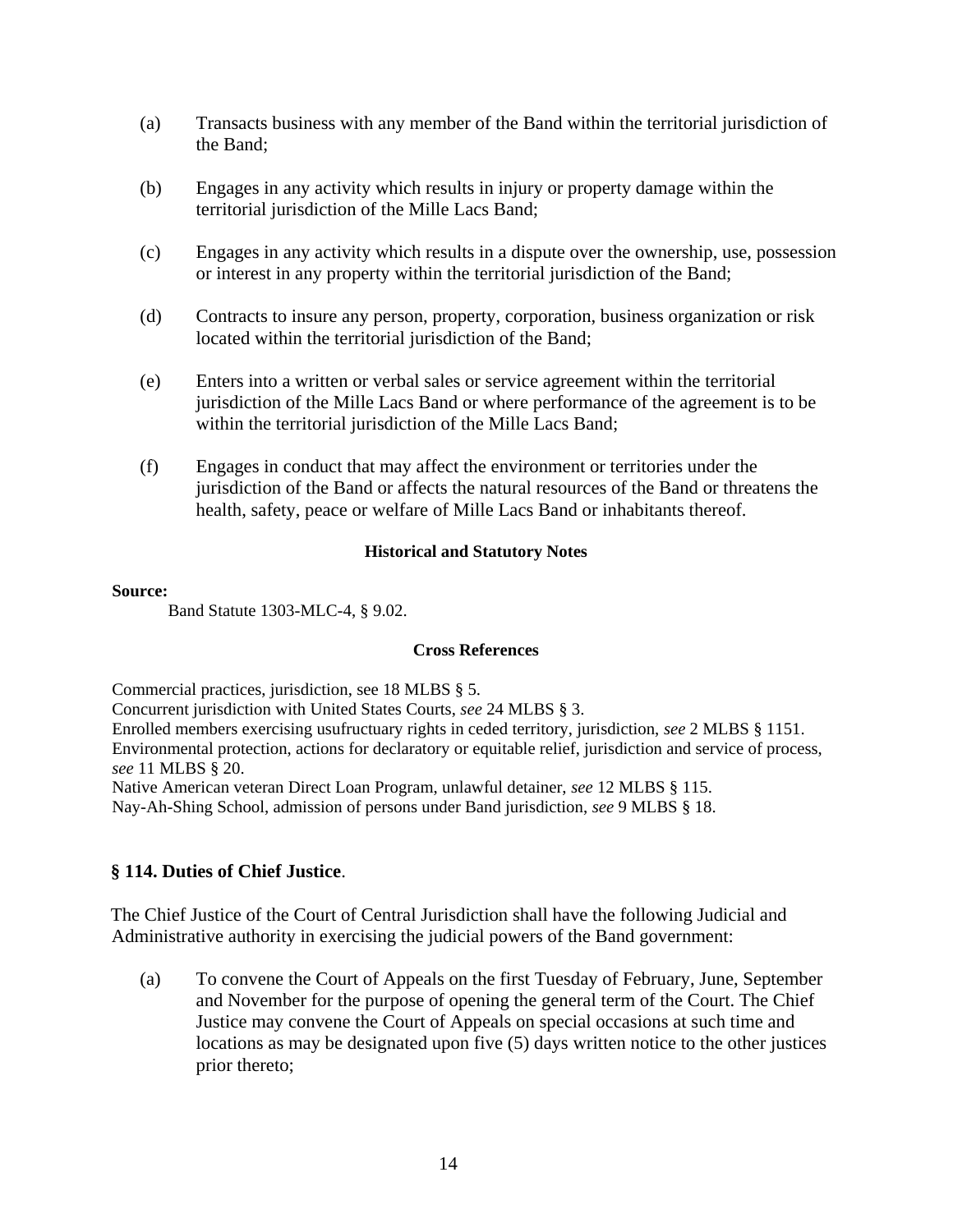(a) Transacts business with any member of the Band within the territorial jurisdiction of the Band;

(b) Engages in any activity which results in injury or property damage within the territorial jurisdiction of the Mille Lacs Band;

(c) Engages in any activity which results in a dispute over the ownership, use, possession or interest in any property within the territorial jurisdiction of the Band;

(d) Contracts to insure any person, property, corporation, business organization or risk located within the territorial jurisdiction of the Band;

(e) Enters into a written or verbal sales or service agreement within the territorial jurisdiction of the Mille Lacs Band or where performance of the agreement is to be within the territorial jurisdiction of the Mille Lacs Band;

(f) Engages in conduct that may affect the environment or territories under the jurisdiction of the Band or affects the natural resources of the Band or threatens the health, safety, peace or welfare of Mille Lacs Band or inhabitants thereof.

**Historical and Statutory Notes**

**Source:**

Band Statute 1303-MLC-4, § 9.02.

**Cross References**

Commercial practices, jurisdiction, see 18 MLBS § 5.
Concurrent jurisdiction with United States Courts, *see* 24 MLBS § 3.
Enrolled members exercising usufructuary rights in ceded territory, jurisdiction, *see* 2 MLBS § 1151.
Environmental protection, actions for declaratory or equitable relief, jurisdiction and service of process, *see* 11 MLBS § 20.
Native American veteran Direct Loan Program, unlawful detainer, *see* 12 MLBS § 115.
Nay-Ah-Shing School, admission of persons under Band jurisdiction, *see* 9 MLBS § 18.

## § 114. Duties of Chief Justice.

The Chief Justice of the Court of Central Jurisdiction shall have the following Judicial and Administrative authority in exercising the judicial powers of the Band government:

(a) To convene the Court of Appeals on the first Tuesday of February, June, September and November for the purpose of opening the general term of the Court. The Chief Justice may convene the Court of Appeals on special occasions at such time and locations as may be designated upon five (5) days written notice to the other justices prior thereto;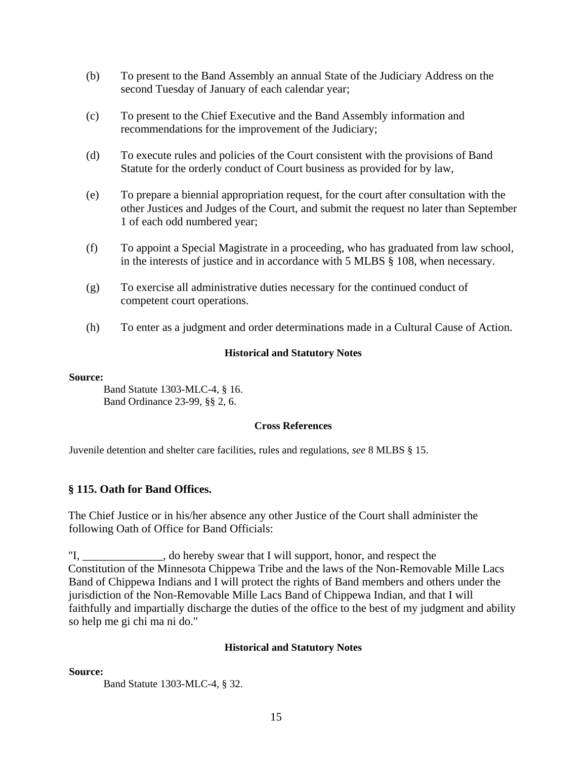(b) To present to the Band Assembly an annual State of the Judiciary Address on the second Tuesday of January of each calendar year;

(c) To present to the Chief Executive and the Band Assembly information and recommendations for the improvement of the Judiciary;

(d) To execute rules and policies of the Court consistent with the provisions of Band Statute for the orderly conduct of Court business as provided for by law,

(e) To prepare a biennial appropriation request, for the court after consultation with the other Justices and Judges of the Court, and submit the request no later than September 1 of each odd numbered year;

(f) To appoint a Special Magistrate in a proceeding, who has graduated from law school, in the interests of justice and in accordance with 5 MLBS § 108, when necessary.

(g) To exercise all administrative duties necessary for the continued conduct of competent court operations.

(h) To enter as a judgment and order determinations made in a Cultural Cause of Action.

**Historical and Statutory Notes**

**Source:**

Band Statute 1303-MLC-4, § 16.
Band Ordinance 23-99, §§ 2, 6.

**Cross References**

Juvenile detention and shelter care facilities, rules and regulations, *see* 8 MLBS § 15.

### § 115. Oath for Band Offices.

The Chief Justice or in his/her absence any other Justice of the Court shall administer the following Oath of Office for Band Officials:

"I, ______________, do hereby swear that I will support, honor, and respect the Constitution of the Minnesota Chippewa Tribe and the laws of the Non-Removable Mille Lacs Band of Chippewa Indians and I will protect the rights of Band members and others under the jurisdiction of the Non-Removable Mille Lacs Band of Chippewa Indian, and that I will faithfully and impartially discharge the duties of the office to the best of my judgment and ability so help me gi chi ma ni do."

**Historical and Statutory Notes**

**Source:**

Band Statute 1303-MLC-4, § 32.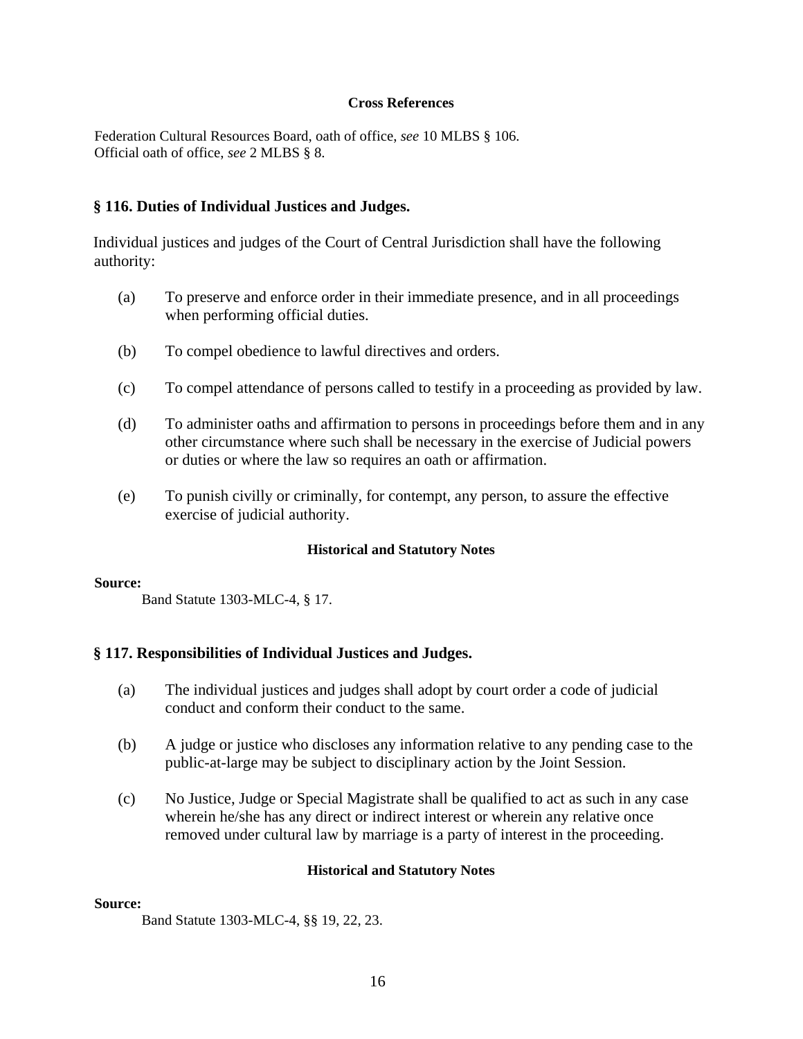**Cross References**

Federation Cultural Resources Board, oath of office, *see* 10 MLBS § 106.
Official oath of office, *see* 2 MLBS § 8.

## § 116. Duties of Individual Justices and Judges.

Individual justices and judges of the Court of Central Jurisdiction shall have the following authority:

(a) To preserve and enforce order in their immediate presence, and in all proceedings when performing official duties.

(b) To compel obedience to lawful directives and orders.

(c) To compel attendance of persons called to testify in a proceeding as provided by law.

(d) To administer oaths and affirmation to persons in proceedings before them and in any other circumstance where such shall be necessary in the exercise of Judicial powers or duties or where the law so requires an oath or affirmation.

(e) To punish civilly or criminally, for contempt, any person, to assure the effective exercise of judicial authority.

**Historical and Statutory Notes**

**Source:**

Band Statute 1303-MLC-4, § 17.

## § 117. Responsibilities of Individual Justices and Judges.

(a) The individual justices and judges shall adopt by court order a code of judicial conduct and conform their conduct to the same.

(b) A judge or justice who discloses any information relative to any pending case to the public-at-large may be subject to disciplinary action by the Joint Session.

(c) No Justice, Judge or Special Magistrate shall be qualified to act as such in any case wherein he/she has any direct or indirect interest or wherein any relative once removed under cultural law by marriage is a party of interest in the proceeding.

**Historical and Statutory Notes**

**Source:**

Band Statute 1303-MLC-4, §§ 19, 22, 23.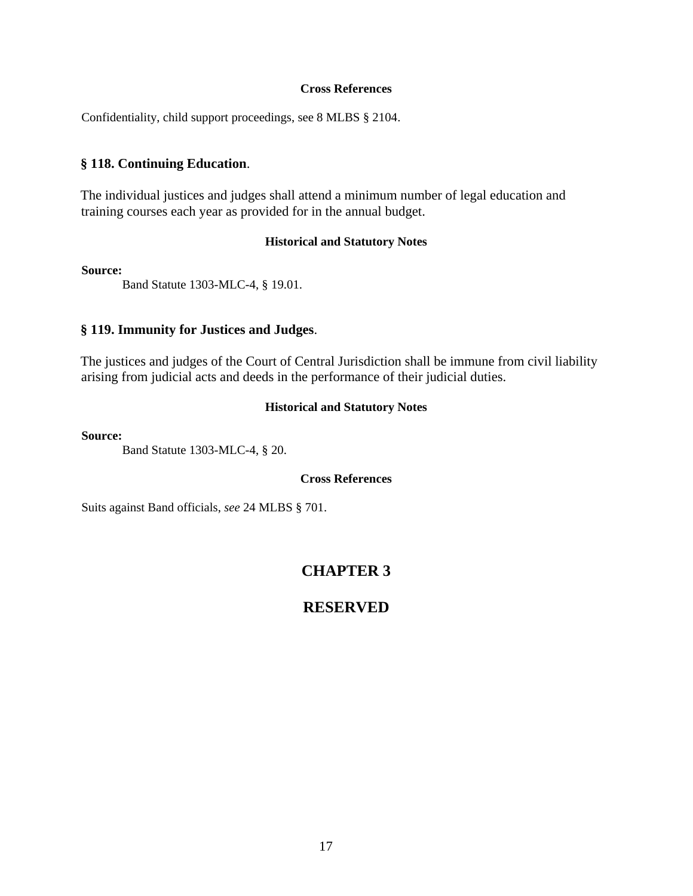**Cross References**

Confidentiality, child support proceedings, see 8 MLBS § 2104.

### § 118. Continuing Education.

The individual justices and judges shall attend a minimum number of legal education and training courses each year as provided for in the annual budget.

**Historical and Statutory Notes**

**Source:**

Band Statute 1303-MLC-4, § 19.01.

### § 119. Immunity for Justices and Judges.

The justices and judges of the Court of Central Jurisdiction shall be immune from civil liability arising from judicial acts and deeds in the performance of their judicial duties.

**Historical and Statutory Notes**

**Source:**

Band Statute 1303-MLC-4, § 20.

**Cross References**

Suits against Band officials, *see* 24 MLBS § 701.

## CHAPTER 3

## RESERVED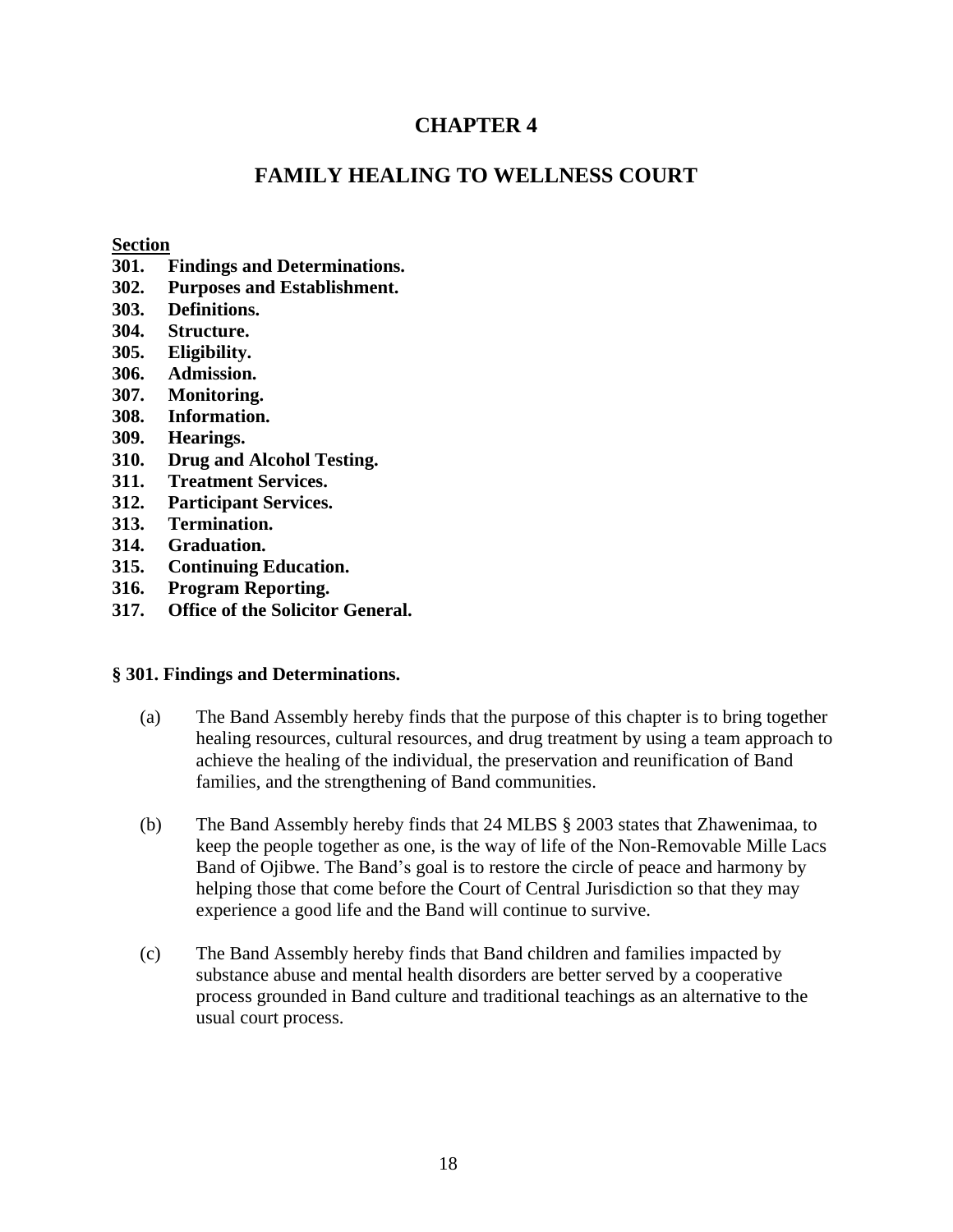# CHAPTER 4

# FAMILY HEALING TO WELLNESS COURT

**Section**

**301. Findings and Determinations.**
**302. Purposes and Establishment.**
**303. Definitions.**
**304. Structure.**
**305. Eligibility.**
**306. Admission.**
**307. Monitoring.**
**308. Information.**
**309. Hearings.**
**310. Drug and Alcohol Testing.**
**311. Treatment Services.**
**312. Participant Services.**
**313. Termination.**
**314. Graduation.**
**315. Continuing Education.**
**316. Program Reporting.**
**317. Office of the Solicitor General.**

### § 301. Findings and Determinations.

(a) The Band Assembly hereby finds that the purpose of this chapter is to bring together healing resources, cultural resources, and drug treatment by using a team approach to achieve the healing of the individual, the preservation and reunification of Band families, and the strengthening of Band communities.

(b) The Band Assembly hereby finds that 24 MLBS § 2003 states that Zhawenimaa, to keep the people together as one, is the way of life of the Non-Removable Mille Lacs Band of Ojibwe. The Band's goal is to restore the circle of peace and harmony by helping those that come before the Court of Central Jurisdiction so that they may experience a good life and the Band will continue to survive.

(c) The Band Assembly hereby finds that Band children and families impacted by substance abuse and mental health disorders are better served by a cooperative process grounded in Band culture and traditional teachings as an alternative to the usual court process.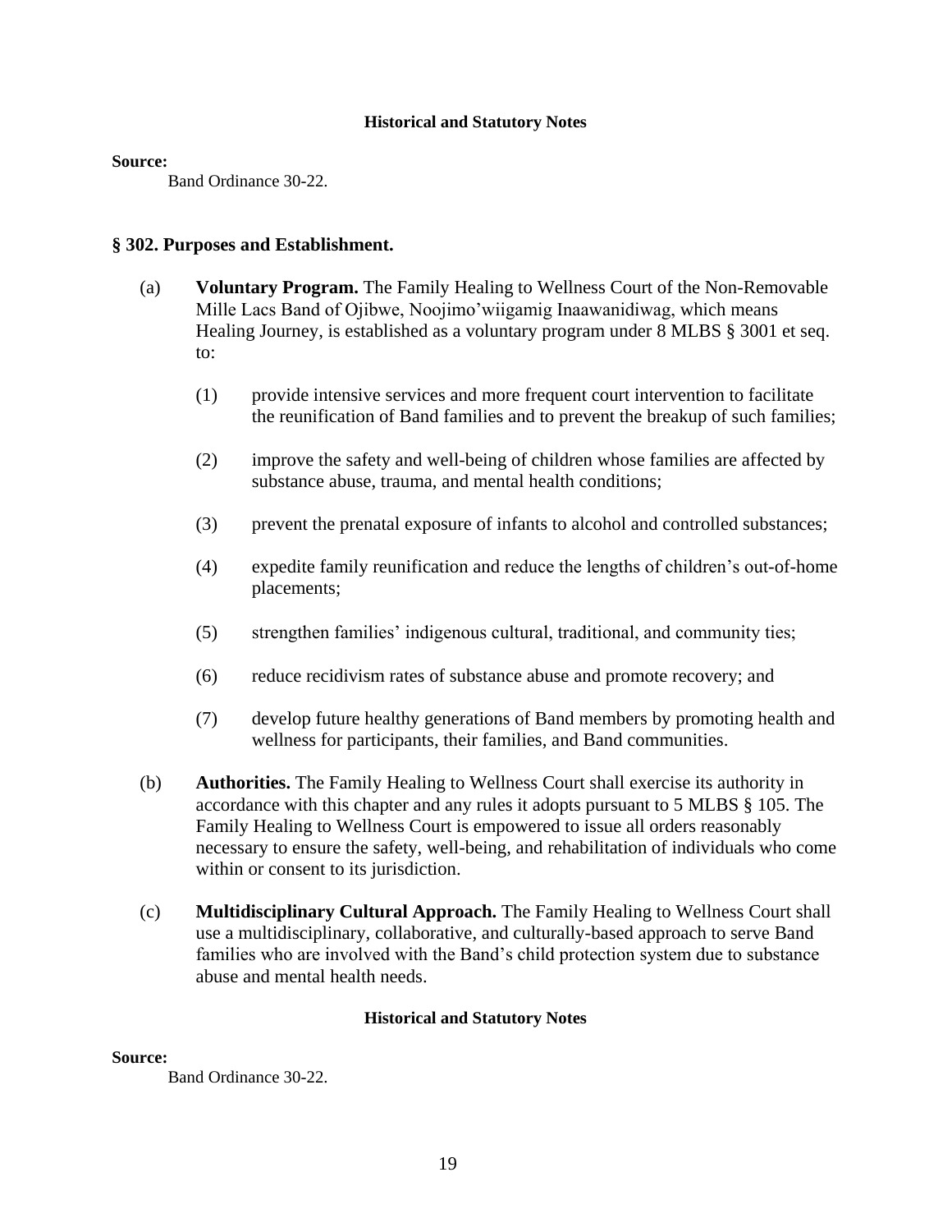#### Historical and Statutory Notes

**Source:**

Band Ordinance 30-22.

### § 302. Purposes and Establishment.

(a) **Voluntary Program.** The Family Healing to Wellness Court of the Non-Removable Mille Lacs Band of Ojibwe, Noojimo'wiigamig Inaawanidiwag, which means Healing Journey, is established as a voluntary program under 8 MLBS § 3001 et seq. to:

(1) provide intensive services and more frequent court intervention to facilitate the reunification of Band families and to prevent the breakup of such families;

(2) improve the safety and well-being of children whose families are affected by substance abuse, trauma, and mental health conditions;

(3) prevent the prenatal exposure of infants to alcohol and controlled substances;

(4) expedite family reunification and reduce the lengths of children's out-of-home placements;

(5) strengthen families' indigenous cultural, traditional, and community ties;

(6) reduce recidivism rates of substance abuse and promote recovery; and

(7) develop future healthy generations of Band members by promoting health and wellness for participants, their families, and Band communities.

(b) **Authorities.** The Family Healing to Wellness Court shall exercise its authority in accordance with this chapter and any rules it adopts pursuant to 5 MLBS § 105. The Family Healing to Wellness Court is empowered to issue all orders reasonably necessary to ensure the safety, well-being, and rehabilitation of individuals who come within or consent to its jurisdiction.

(c) **Multidisciplinary Cultural Approach.** The Family Healing to Wellness Court shall use a multidisciplinary, collaborative, and culturally-based approach to serve Band families who are involved with the Band's child protection system due to substance abuse and mental health needs.

#### Historical and Statutory Notes

**Source:**

Band Ordinance 30-22.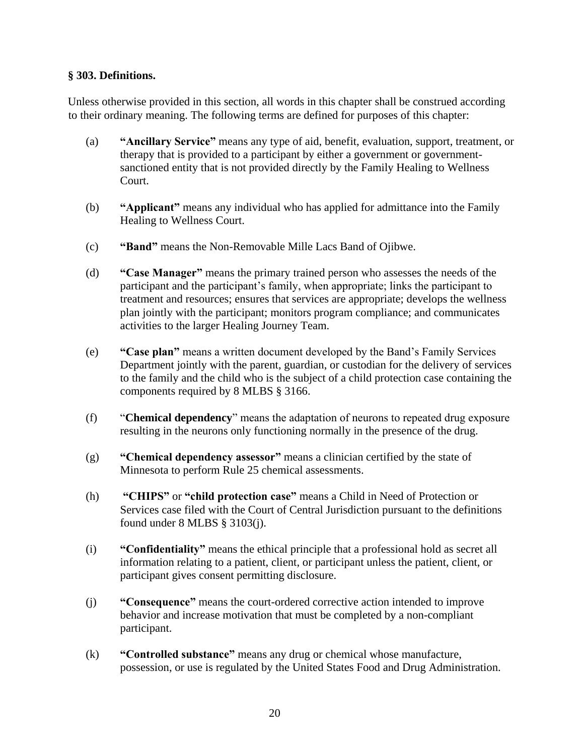### § 303. Definitions.

Unless otherwise provided in this section, all words in this chapter shall be construed according to their ordinary meaning. The following terms are defined for purposes of this chapter:

(a) **"Ancillary Service"** means any type of aid, benefit, evaluation, support, treatment, or therapy that is provided to a participant by either a government or government-sanctioned entity that is not provided directly by the Family Healing to Wellness Court.

(b) **"Applicant"** means any individual who has applied for admittance into the Family Healing to Wellness Court.

(c) **"Band"** means the Non-Removable Mille Lacs Band of Ojibwe.

(d) **"Case Manager"** means the primary trained person who assesses the needs of the participant and the participant's family, when appropriate; links the participant to treatment and resources; ensures that services are appropriate; develops the wellness plan jointly with the participant; monitors program compliance; and communicates activities to the larger Healing Journey Team.

(e) **"Case plan"** means a written document developed by the Band's Family Services Department jointly with the parent, guardian, or custodian for the delivery of services to the family and the child who is the subject of a child protection case containing the components required by 8 MLBS § 3166.

(f) "**Chemical dependency**" means the adaptation of neurons to repeated drug exposure resulting in the neurons only functioning normally in the presence of the drug.

(g) **"Chemical dependency assessor"** means a clinician certified by the state of Minnesota to perform Rule 25 chemical assessments.

(h) **"CHIPS"** or **"child protection case"** means a Child in Need of Protection or Services case filed with the Court of Central Jurisdiction pursuant to the definitions found under 8 MLBS § 3103(j).

(i) **"Confidentiality"** means the ethical principle that a professional hold as secret all information relating to a patient, client, or participant unless the patient, client, or participant gives consent permitting disclosure.

(j) **"Consequence"** means the court-ordered corrective action intended to improve behavior and increase motivation that must be completed by a non-compliant participant.

(k) **"Controlled substance"** means any drug or chemical whose manufacture, possession, or use is regulated by the United States Food and Drug Administration.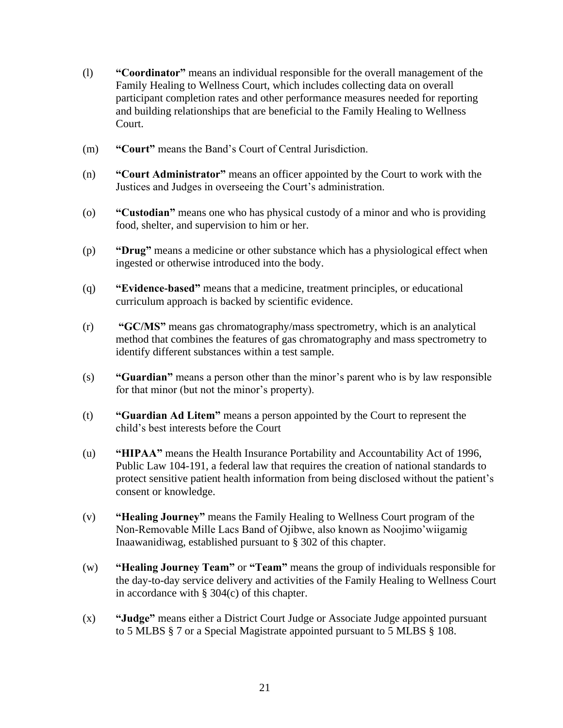(l) **"Coordinator"** means an individual responsible for the overall management of the Family Healing to Wellness Court, which includes collecting data on overall participant completion rates and other performance measures needed for reporting and building relationships that are beneficial to the Family Healing to Wellness Court.

(m) **"Court"** means the Band's Court of Central Jurisdiction.

(n) **"Court Administrator"** means an officer appointed by the Court to work with the Justices and Judges in overseeing the Court's administration.

(o) **"Custodian"** means one who has physical custody of a minor and who is providing food, shelter, and supervision to him or her.

(p) **"Drug"** means a medicine or other substance which has a physiological effect when ingested or otherwise introduced into the body.

(q) **"Evidence-based"** means that a medicine, treatment principles, or educational curriculum approach is backed by scientific evidence.

(r) **"GC/MS"** means gas chromatography/mass spectrometry, which is an analytical method that combines the features of gas chromatography and mass spectrometry to identify different substances within a test sample.

(s) **"Guardian"** means a person other than the minor's parent who is by law responsible for that minor (but not the minor's property).

(t) **"Guardian Ad Litem"** means a person appointed by the Court to represent the child's best interests before the Court

(u) **"HIPAA"** means the Health Insurance Portability and Accountability Act of 1996, Public Law 104-191, a federal law that requires the creation of national standards to protect sensitive patient health information from being disclosed without the patient's consent or knowledge.

(v) **"Healing Journey"** means the Family Healing to Wellness Court program of the Non-Removable Mille Lacs Band of Ojibwe, also known as Noojimo'wiigamig Inaawanidiwag, established pursuant to § 302 of this chapter.

(w) **"Healing Journey Team"** or **"Team"** means the group of individuals responsible for the day-to-day service delivery and activities of the Family Healing to Wellness Court in accordance with § 304(c) of this chapter.

(x) **"Judge"** means either a District Court Judge or Associate Judge appointed pursuant to 5 MLBS § 7 or a Special Magistrate appointed pursuant to 5 MLBS § 108.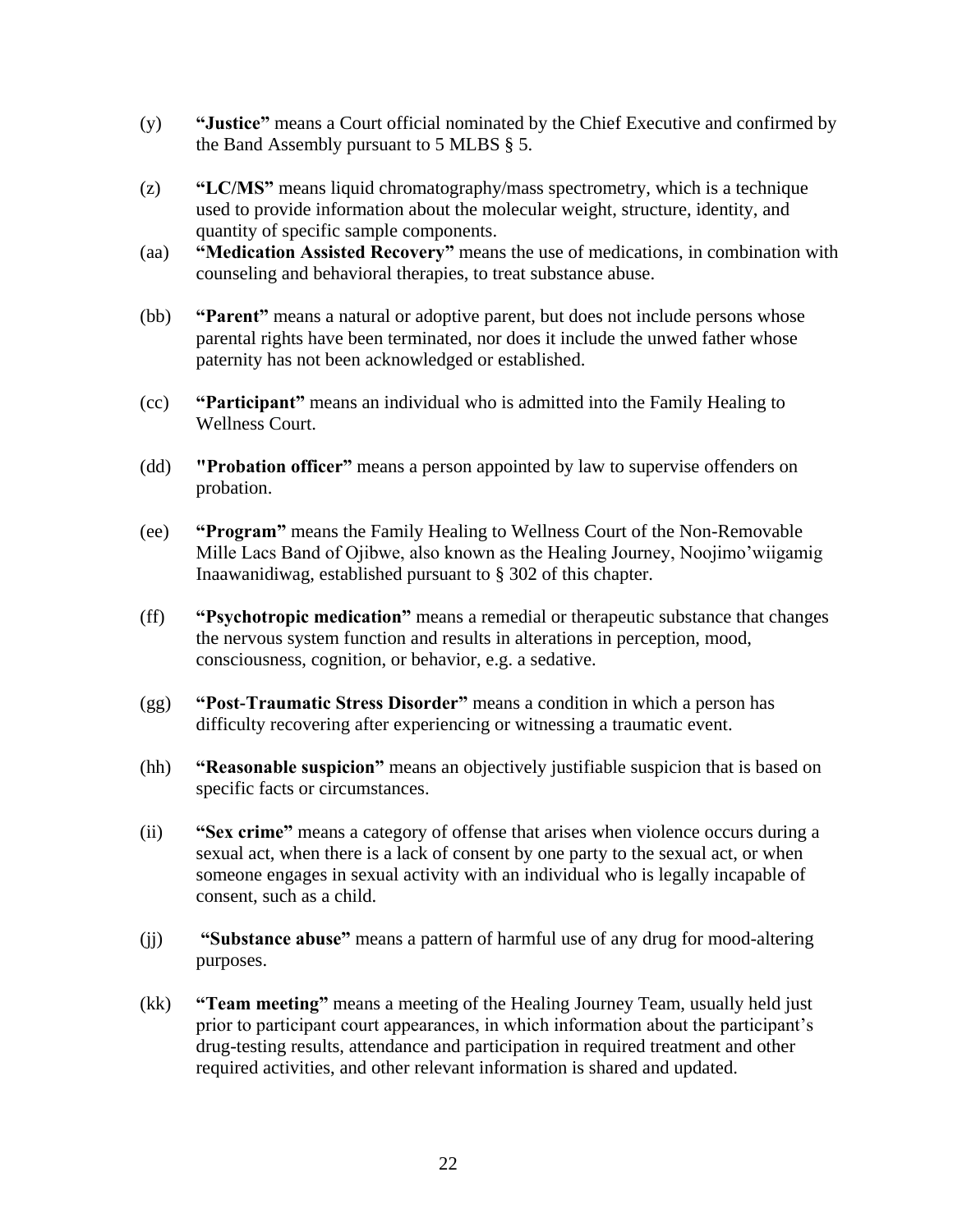(y) **"Justice"** means a Court official nominated by the Chief Executive and confirmed by the Band Assembly pursuant to 5 MLBS § 5.

(z) **"LC/MS"** means liquid chromatography/mass spectrometry, which is a technique used to provide information about the molecular weight, structure, identity, and quantity of specific sample components.

(aa) **"Medication Assisted Recovery"** means the use of medications, in combination with counseling and behavioral therapies, to treat substance abuse.

(bb) **"Parent"** means a natural or adoptive parent, but does not include persons whose parental rights have been terminated, nor does it include the unwed father whose paternity has not been acknowledged or established.

(cc) **"Participant"** means an individual who is admitted into the Family Healing to Wellness Court.

(dd) **"Probation officer"** means a person appointed by law to supervise offenders on probation.

(ee) **"Program"** means the Family Healing to Wellness Court of the Non-Removable Mille Lacs Band of Ojibwe, also known as the Healing Journey, Noojimo'wiigamig Inaawanidiwag, established pursuant to § 302 of this chapter.

(ff) **"Psychotropic medication"** means a remedial or therapeutic substance that changes the nervous system function and results in alterations in perception, mood, consciousness, cognition, or behavior, e.g. a sedative.

(gg) **"Post-Traumatic Stress Disorder"** means a condition in which a person has difficulty recovering after experiencing or witnessing a traumatic event.

(hh) **"Reasonable suspicion"** means an objectively justifiable suspicion that is based on specific facts or circumstances.

(ii) **"Sex crime"** means a category of offense that arises when violence occurs during a sexual act, when there is a lack of consent by one party to the sexual act, or when someone engages in sexual activity with an individual who is legally incapable of consent, such as a child.

(jj) **"Substance abuse"** means a pattern of harmful use of any drug for mood-altering purposes.

(kk) **"Team meeting"** means a meeting of the Healing Journey Team, usually held just prior to participant court appearances, in which information about the participant's drug-testing results, attendance and participation in required treatment and other required activities, and other relevant information is shared and updated.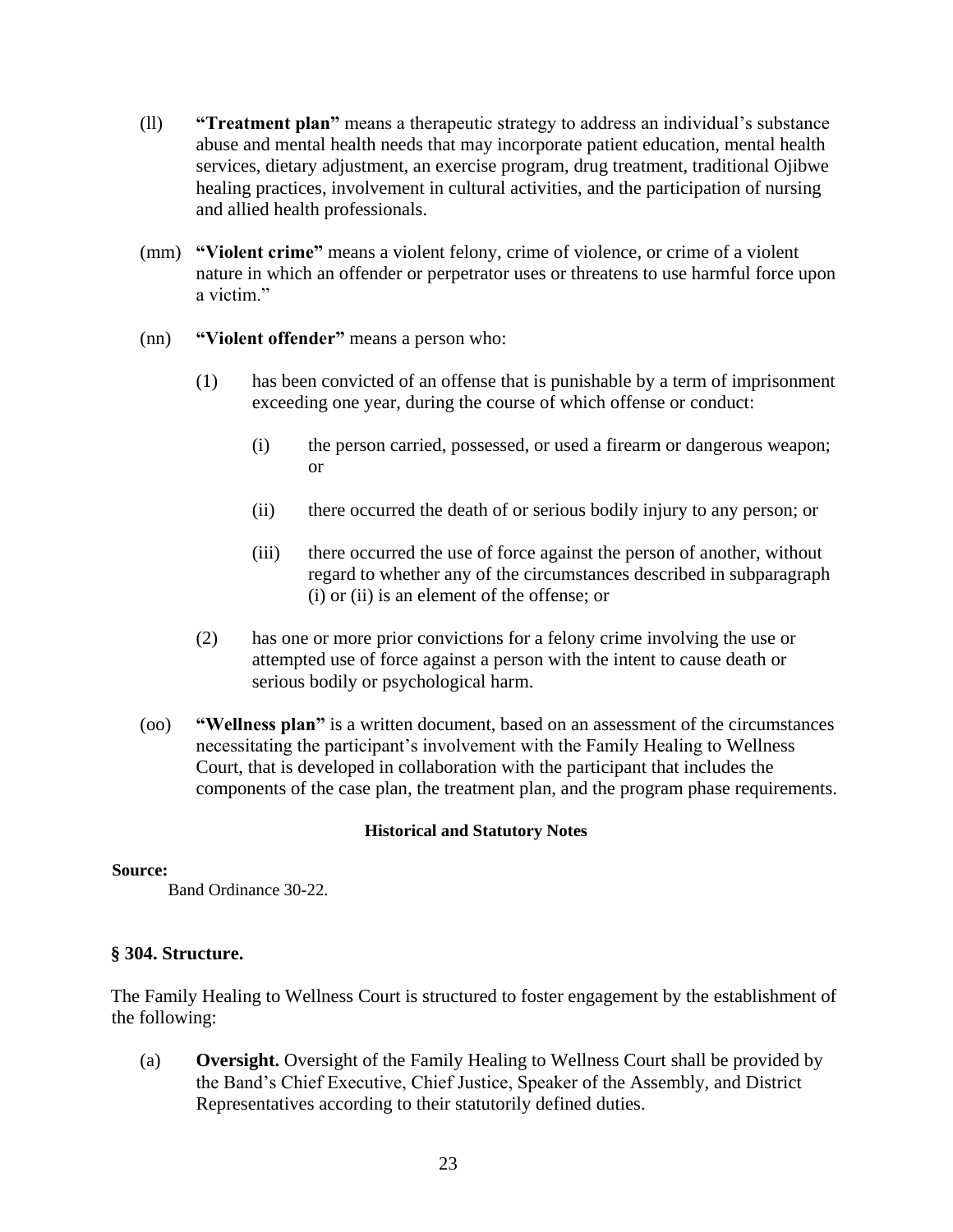(ll) **“Treatment plan”** means a therapeutic strategy to address an individual’s substance abuse and mental health needs that may incorporate patient education, mental health services, dietary adjustment, an exercise program, drug treatment, traditional Ojibwe healing practices, involvement in cultural activities, and the participation of nursing and allied health professionals.

(mm) **“Violent crime”** means a violent felony, crime of violence, or crime of a violent nature in which an offender or perpetrator uses or threatens to use harmful force upon a victim.”

(nn) **“Violent offender”** means a person who:

- (1) has been convicted of an offense that is punishable by a term of imprisonment exceeding one year, during the course of which offense or conduct:
  - (i) the person carried, possessed, or used a firearm or dangerous weapon; or
  - (ii) there occurred the death of or serious bodily injury to any person; or
  - (iii) there occurred the use of force against the person of another, without regard to whether any of the circumstances described in subparagraph (i) or (ii) is an element of the offense; or
- (2) has one or more prior convictions for a felony crime involving the use or attempted use of force against a person with the intent to cause death or serious bodily or psychological harm.

(oo) **“Wellness plan”** is a written document, based on an assessment of the circumstances necessitating the participant’s involvement with the Family Healing to Wellness Court, that is developed in collaboration with the participant that includes the components of the case plan, the treatment plan, and the program phase requirements.

**Historical and Statutory Notes**

**Source:**
Band Ordinance 30-22.

## § 304. Structure.

The Family Healing to Wellness Court is structured to foster engagement by the establishment of the following:

(a) **Oversight.** Oversight of the Family Healing to Wellness Court shall be provided by the Band’s Chief Executive, Chief Justice, Speaker of the Assembly, and District Representatives according to their statutorily defined duties.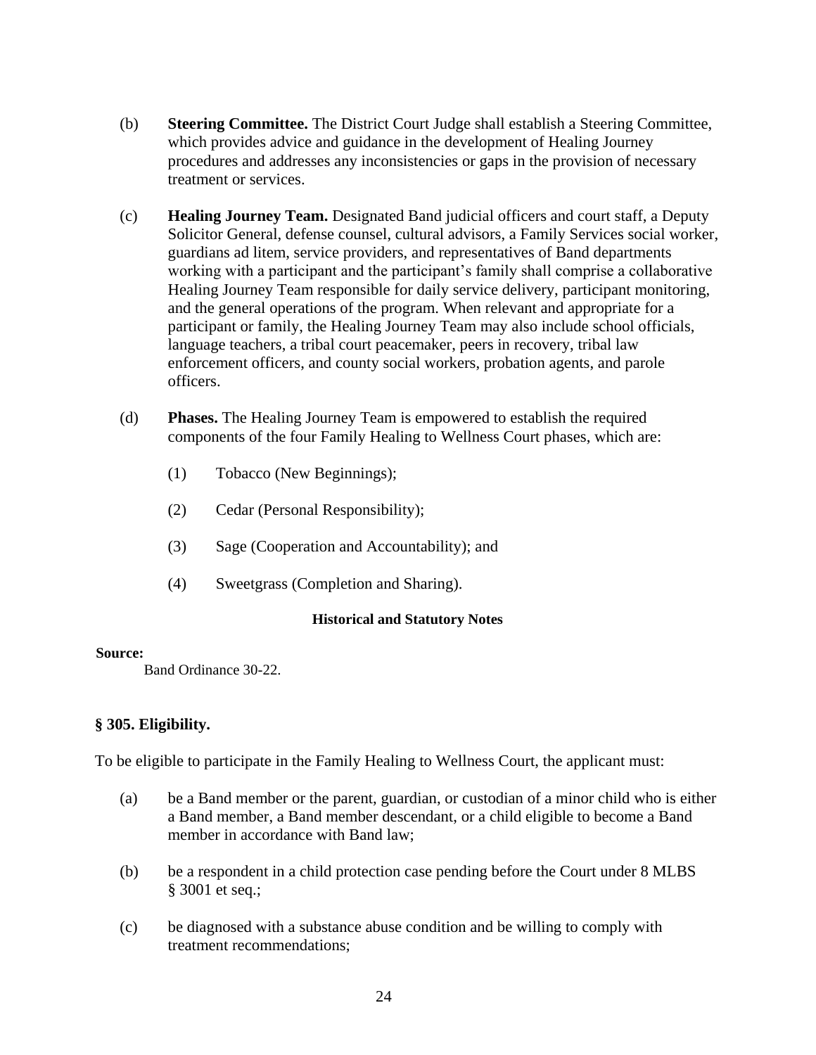(b) **Steering Committee.** The District Court Judge shall establish a Steering Committee, which provides advice and guidance in the development of Healing Journey procedures and addresses any inconsistencies or gaps in the provision of necessary treatment or services.

(c) **Healing Journey Team.** Designated Band judicial officers and court staff, a Deputy Solicitor General, defense counsel, cultural advisors, a Family Services social worker, guardians ad litem, service providers, and representatives of Band departments working with a participant and the participant's family shall comprise a collaborative Healing Journey Team responsible for daily service delivery, participant monitoring, and the general operations of the program. When relevant and appropriate for a participant or family, the Healing Journey Team may also include school officials, language teachers, a tribal court peacemaker, peers in recovery, tribal law enforcement officers, and county social workers, probation agents, and parole officers.

(d) **Phases.** The Healing Journey Team is empowered to establish the required components of the four Family Healing to Wellness Court phases, which are:

(1) Tobacco (New Beginnings);

(2) Cedar (Personal Responsibility);

(3) Sage (Cooperation and Accountability); and

(4) Sweetgrass (Completion and Sharing).

**Historical and Statutory Notes**

**Source:**

Band Ordinance 30-22.

### § 305. Eligibility.

To be eligible to participate in the Family Healing to Wellness Court, the applicant must:

(a) be a Band member or the parent, guardian, or custodian of a minor child who is either a Band member, a Band member descendant, or a child eligible to become a Band member in accordance with Band law;

(b) be a respondent in a child protection case pending before the Court under 8 MLBS § 3001 et seq.;

(c) be diagnosed with a substance abuse condition and be willing to comply with treatment recommendations;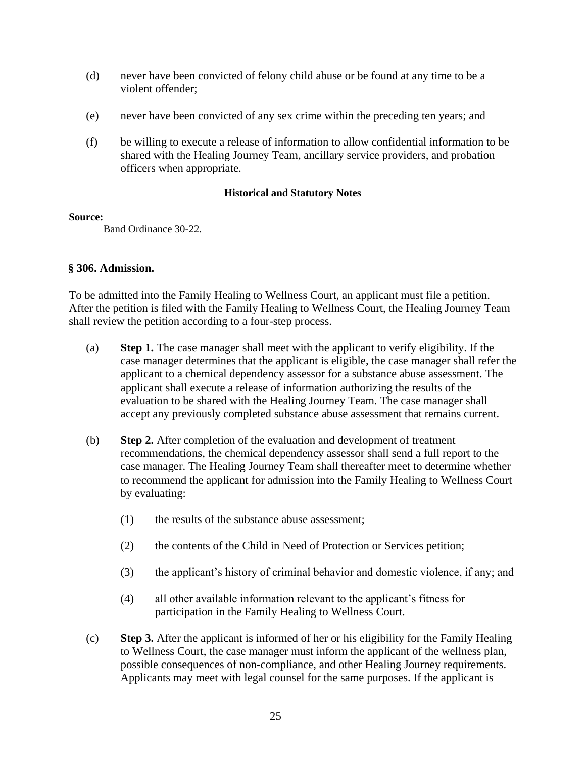(d) never have been convicted of felony child abuse or be found at any time to be a violent offender;

(e) never have been convicted of any sex crime within the preceding ten years; and

(f) be willing to execute a release of information to allow confidential information to be shared with the Healing Journey Team, ancillary service providers, and probation officers when appropriate.

**Historical and Statutory Notes**

**Source:**
Band Ordinance 30-22.

### § 306. Admission.

To be admitted into the Family Healing to Wellness Court, an applicant must file a petition. After the petition is filed with the Family Healing to Wellness Court, the Healing Journey Team shall review the petition according to a four-step process.

(a) **Step 1.** The case manager shall meet with the applicant to verify eligibility. If the case manager determines that the applicant is eligible, the case manager shall refer the applicant to a chemical dependency assessor for a substance abuse assessment. The applicant shall execute a release of information authorizing the results of the evaluation to be shared with the Healing Journey Team. The case manager shall accept any previously completed substance abuse assessment that remains current.

(b) **Step 2.** After completion of the evaluation and development of treatment recommendations, the chemical dependency assessor shall send a full report to the case manager. The Healing Journey Team shall thereafter meet to determine whether to recommend the applicant for admission into the Family Healing to Wellness Court by evaluating:

(1) the results of the substance abuse assessment;

(2) the contents of the Child in Need of Protection or Services petition;

(3) the applicant's history of criminal behavior and domestic violence, if any; and

(4) all other available information relevant to the applicant's fitness for participation in the Family Healing to Wellness Court.

(c) **Step 3.** After the applicant is informed of her or his eligibility for the Family Healing to Wellness Court, the case manager must inform the applicant of the wellness plan, possible consequences of non-compliance, and other Healing Journey requirements. Applicants may meet with legal counsel for the same purposes. If the applicant is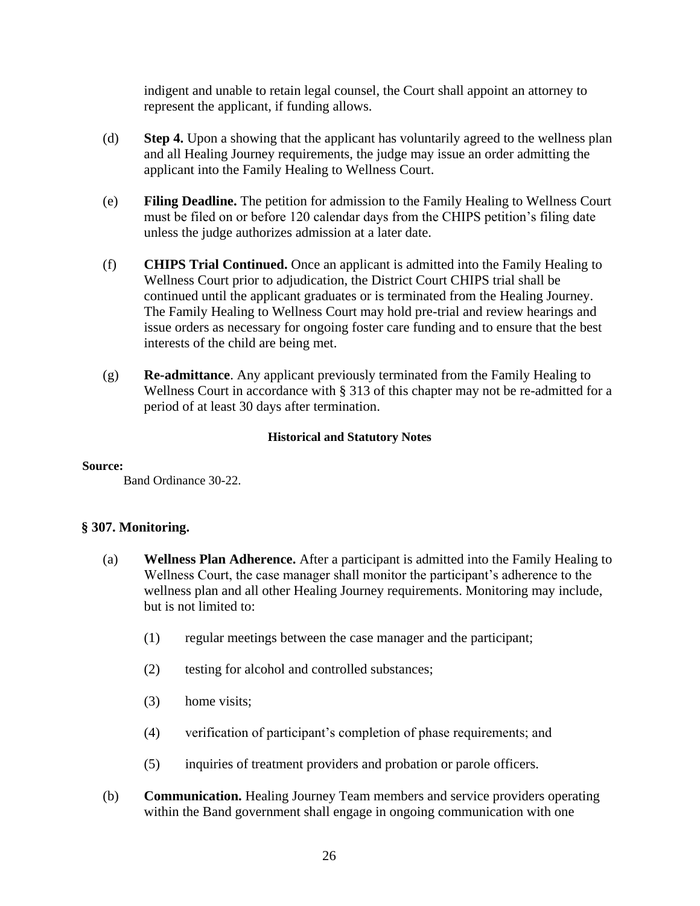indigent and unable to retain legal counsel, the Court shall appoint an attorney to represent the applicant, if funding allows.

(d) **Step 4.** Upon a showing that the applicant has voluntarily agreed to the wellness plan and all Healing Journey requirements, the judge may issue an order admitting the applicant into the Family Healing to Wellness Court.

(e) **Filing Deadline.** The petition for admission to the Family Healing to Wellness Court must be filed on or before 120 calendar days from the CHIPS petition's filing date unless the judge authorizes admission at a later date.

(f) **CHIPS Trial Continued.** Once an applicant is admitted into the Family Healing to Wellness Court prior to adjudication, the District Court CHIPS trial shall be continued until the applicant graduates or is terminated from the Healing Journey. The Family Healing to Wellness Court may hold pre-trial and review hearings and issue orders as necessary for ongoing foster care funding and to ensure that the best interests of the child are being met.

(g) **Re-admittance**. Any applicant previously terminated from the Family Healing to Wellness Court in accordance with § 313 of this chapter may not be re-admitted for a period of at least 30 days after termination.

**Historical and Statutory Notes**

**Source:**
Band Ordinance 30-22.

### § 307. Monitoring.

(a) **Wellness Plan Adherence.** After a participant is admitted into the Family Healing to Wellness Court, the case manager shall monitor the participant's adherence to the wellness plan and all other Healing Journey requirements. Monitoring may include, but is not limited to:

(1) regular meetings between the case manager and the participant;

(2) testing for alcohol and controlled substances;

(3) home visits;

(4) verification of participant's completion of phase requirements; and

(5) inquiries of treatment providers and probation or parole officers.

(b) **Communication.** Healing Journey Team members and service providers operating within the Band government shall engage in ongoing communication with one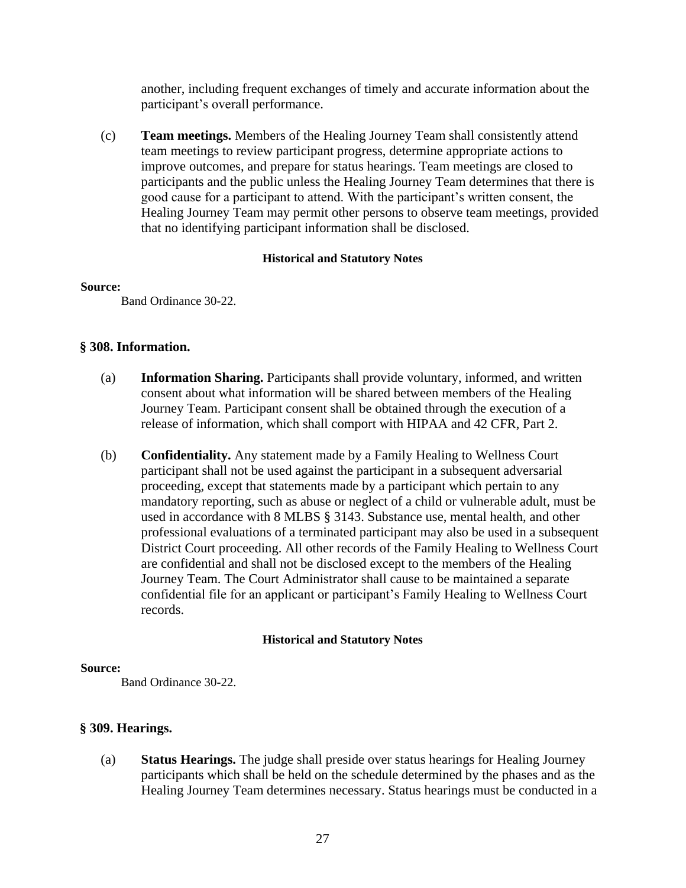another, including frequent exchanges of timely and accurate information about the participant's overall performance.

(c) **Team meetings.** Members of the Healing Journey Team shall consistently attend team meetings to review participant progress, determine appropriate actions to improve outcomes, and prepare for status hearings. Team meetings are closed to participants and the public unless the Healing Journey Team determines that there is good cause for a participant to attend. With the participant's written consent, the Healing Journey Team may permit other persons to observe team meetings, provided that no identifying participant information shall be disclosed.

**Historical and Statutory Notes**

**Source:**
Band Ordinance 30-22.

### § 308. Information.

(a) **Information Sharing.** Participants shall provide voluntary, informed, and written consent about what information will be shared between members of the Healing Journey Team. Participant consent shall be obtained through the execution of a release of information, which shall comport with HIPAA and 42 CFR, Part 2.

(b) **Confidentiality.** Any statement made by a Family Healing to Wellness Court participant shall not be used against the participant in a subsequent adversarial proceeding, except that statements made by a participant which pertain to any mandatory reporting, such as abuse or neglect of a child or vulnerable adult, must be used in accordance with 8 MLBS § 3143. Substance use, mental health, and other professional evaluations of a terminated participant may also be used in a subsequent District Court proceeding. All other records of the Family Healing to Wellness Court are confidential and shall not be disclosed except to the members of the Healing Journey Team. The Court Administrator shall cause to be maintained a separate confidential file for an applicant or participant's Family Healing to Wellness Court records.

**Historical and Statutory Notes**

**Source:**
Band Ordinance 30-22.

### § 309. Hearings.

(a) **Status Hearings.** The judge shall preside over status hearings for Healing Journey participants which shall be held on the schedule determined by the phases and as the Healing Journey Team determines necessary. Status hearings must be conducted in a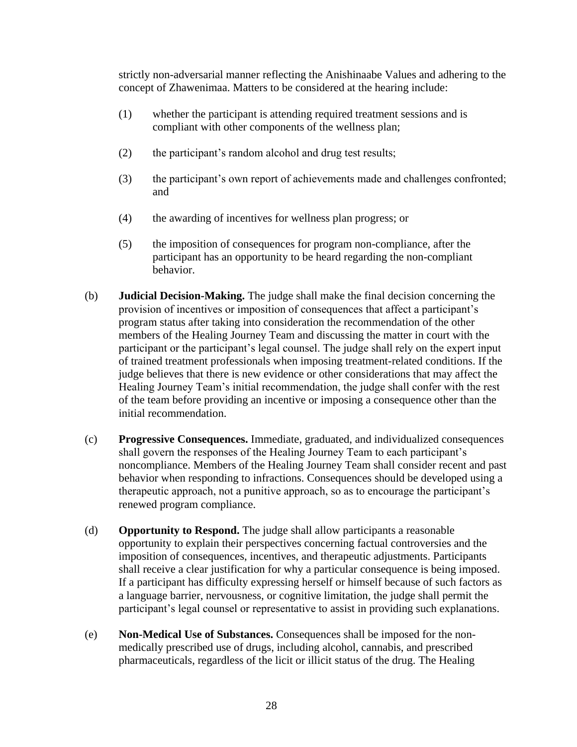strictly non-adversarial manner reflecting the Anishinaabe Values and adhering to the concept of Zhawenimaa. Matters to be considered at the hearing include:

(1) whether the participant is attending required treatment sessions and is compliant with other components of the wellness plan;

(2) the participant's random alcohol and drug test results;

(3) the participant's own report of achievements made and challenges confronted; and

(4) the awarding of incentives for wellness plan progress; or

(5) the imposition of consequences for program non-compliance, after the participant has an opportunity to be heard regarding the non-compliant behavior.

(b) **Judicial Decision-Making.** The judge shall make the final decision concerning the provision of incentives or imposition of consequences that affect a participant's program status after taking into consideration the recommendation of the other members of the Healing Journey Team and discussing the matter in court with the participant or the participant's legal counsel. The judge shall rely on the expert input of trained treatment professionals when imposing treatment-related conditions. If the judge believes that there is new evidence or other considerations that may affect the Healing Journey Team's initial recommendation, the judge shall confer with the rest of the team before providing an incentive or imposing a consequence other than the initial recommendation.

(c) **Progressive Consequences.** Immediate, graduated, and individualized consequences shall govern the responses of the Healing Journey Team to each participant's noncompliance. Members of the Healing Journey Team shall consider recent and past behavior when responding to infractions. Consequences should be developed using a therapeutic approach, not a punitive approach, so as to encourage the participant's renewed program compliance.

(d) **Opportunity to Respond.** The judge shall allow participants a reasonable opportunity to explain their perspectives concerning factual controversies and the imposition of consequences, incentives, and therapeutic adjustments. Participants shall receive a clear justification for why a particular consequence is being imposed. If a participant has difficulty expressing herself or himself because of such factors as a language barrier, nervousness, or cognitive limitation, the judge shall permit the participant's legal counsel or representative to assist in providing such explanations.

(e) **Non-Medical Use of Substances.** Consequences shall be imposed for the non-medically prescribed use of drugs, including alcohol, cannabis, and prescribed pharmaceuticals, regardless of the licit or illicit status of the drug. The Healing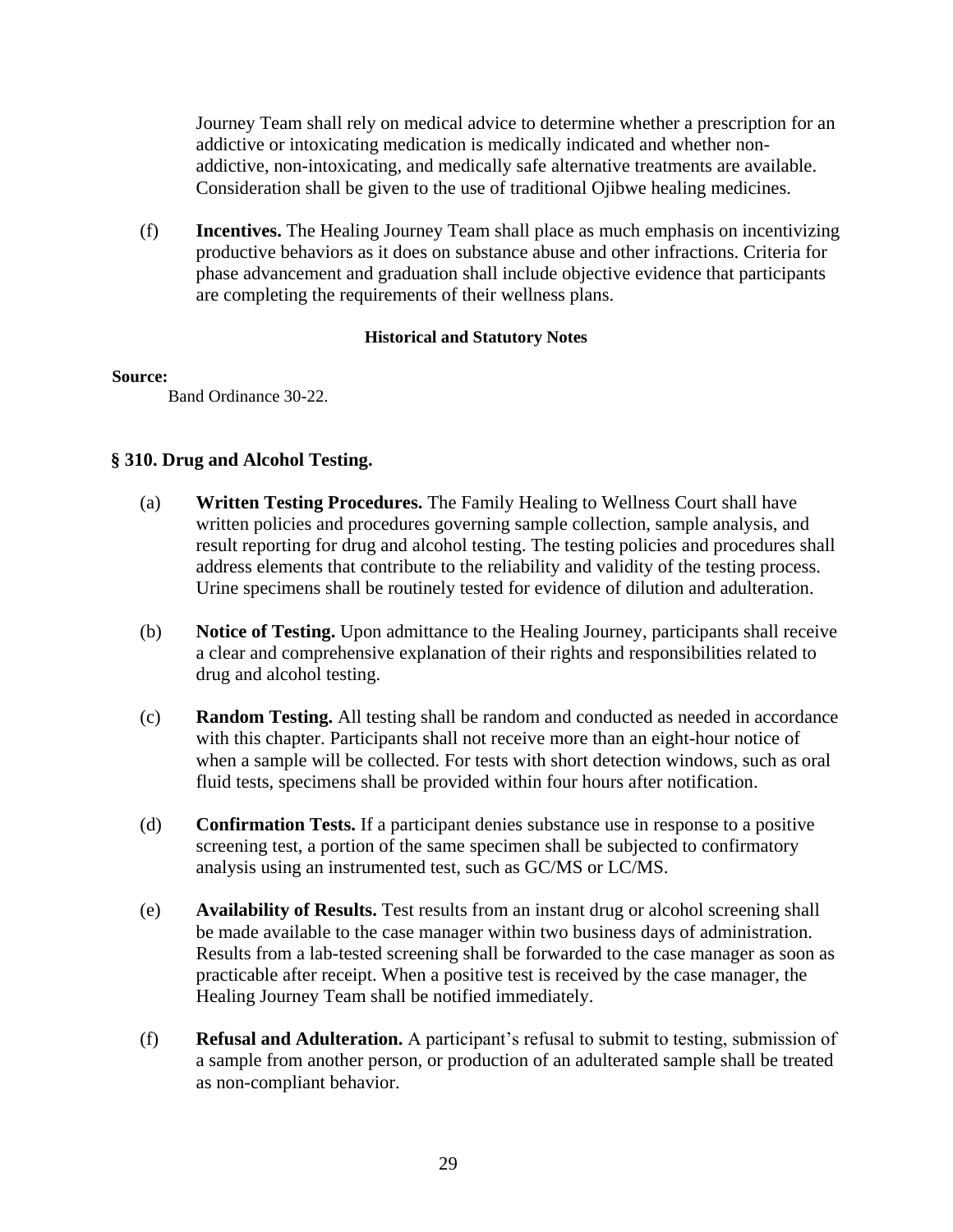Journey Team shall rely on medical advice to determine whether a prescription for an addictive or intoxicating medication is medically indicated and whether non-addictive, non-intoxicating, and medically safe alternative treatments are available. Consideration shall be given to the use of traditional Ojibwe healing medicines.

(f) **Incentives.** The Healing Journey Team shall place as much emphasis on incentivizing productive behaviors as it does on substance abuse and other infractions. Criteria for phase advancement and graduation shall include objective evidence that participants are completing the requirements of their wellness plans.

**Historical and Statutory Notes**

**Source:**

Band Ordinance 30-22.

### § 310. Drug and Alcohol Testing.

(a) **Written Testing Procedures.** The Family Healing to Wellness Court shall have written policies and procedures governing sample collection, sample analysis, and result reporting for drug and alcohol testing. The testing policies and procedures shall address elements that contribute to the reliability and validity of the testing process. Urine specimens shall be routinely tested for evidence of dilution and adulteration.

(b) **Notice of Testing.** Upon admittance to the Healing Journey, participants shall receive a clear and comprehensive explanation of their rights and responsibilities related to drug and alcohol testing.

(c) **Random Testing.** All testing shall be random and conducted as needed in accordance with this chapter. Participants shall not receive more than an eight-hour notice of when a sample will be collected. For tests with short detection windows, such as oral fluid tests, specimens shall be provided within four hours after notification.

(d) **Confirmation Tests.** If a participant denies substance use in response to a positive screening test, a portion of the same specimen shall be subjected to confirmatory analysis using an instrumented test, such as GC/MS or LC/MS.

(e) **Availability of Results.** Test results from an instant drug or alcohol screening shall be made available to the case manager within two business days of administration. Results from a lab-tested screening shall be forwarded to the case manager as soon as practicable after receipt. When a positive test is received by the case manager, the Healing Journey Team shall be notified immediately.

(f) **Refusal and Adulteration.** A participant's refusal to submit to testing, submission of a sample from another person, or production of an adulterated sample shall be treated as non-compliant behavior.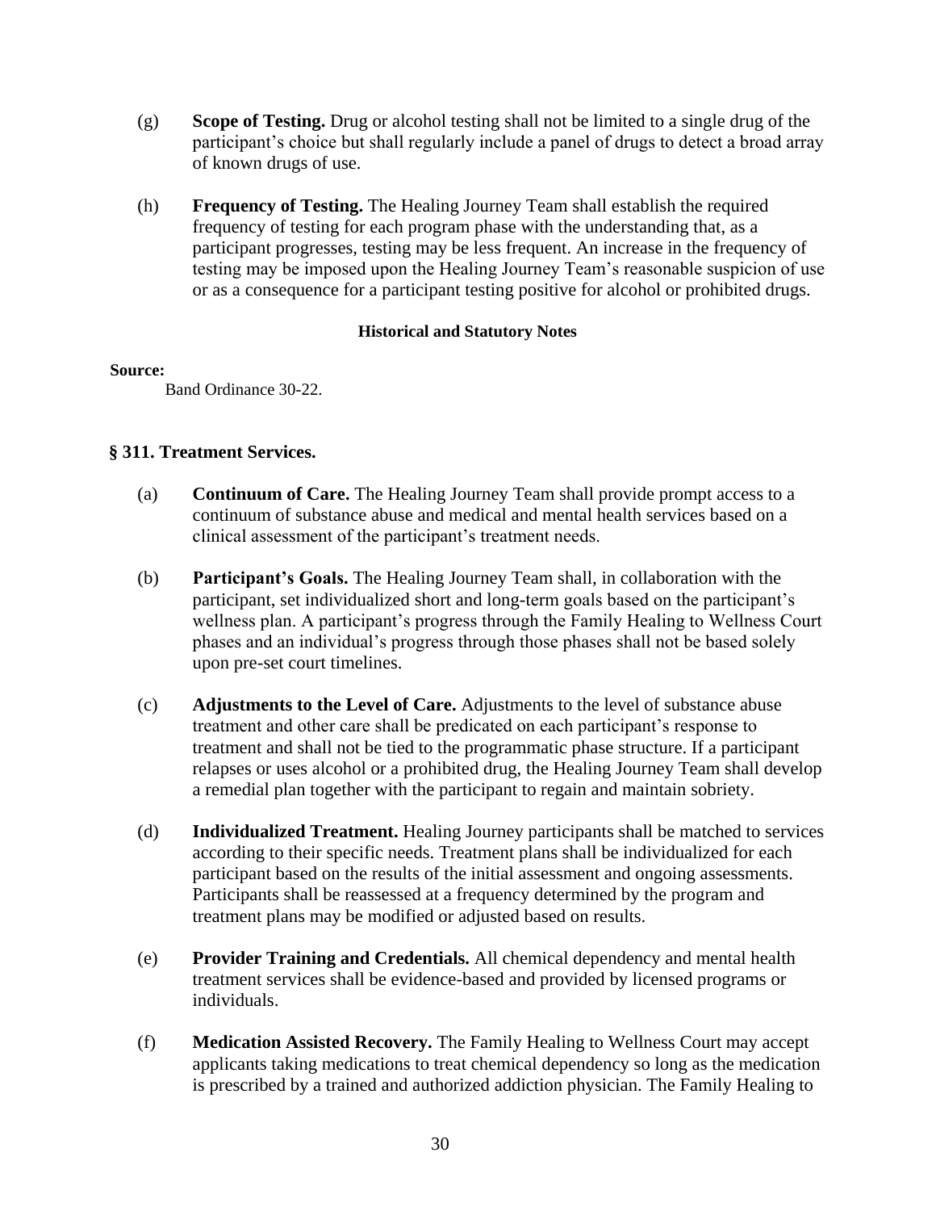(g) **Scope of Testing.** Drug or alcohol testing shall not be limited to a single drug of the participant's choice but shall regularly include a panel of drugs to detect a broad array of known drugs of use.

(h) **Frequency of Testing.** The Healing Journey Team shall establish the required frequency of testing for each program phase with the understanding that, as a participant progresses, testing may be less frequent. An increase in the frequency of testing may be imposed upon the Healing Journey Team's reasonable suspicion of use or as a consequence for a participant testing positive for alcohol or prohibited drugs.

**Historical and Statutory Notes**

**Source:**

Band Ordinance 30-22.

## § 311. Treatment Services.

(a) **Continuum of Care.** The Healing Journey Team shall provide prompt access to a continuum of substance abuse and medical and mental health services based on a clinical assessment of the participant's treatment needs.

(b) **Participant's Goals.** The Healing Journey Team shall, in collaboration with the participant, set individualized short and long-term goals based on the participant's wellness plan. A participant's progress through the Family Healing to Wellness Court phases and an individual's progress through those phases shall not be based solely upon pre-set court timelines.

(c) **Adjustments to the Level of Care.** Adjustments to the level of substance abuse treatment and other care shall be predicated on each participant's response to treatment and shall not be tied to the programmatic phase structure. If a participant relapses or uses alcohol or a prohibited drug, the Healing Journey Team shall develop a remedial plan together with the participant to regain and maintain sobriety.

(d) **Individualized Treatment.** Healing Journey participants shall be matched to services according to their specific needs. Treatment plans shall be individualized for each participant based on the results of the initial assessment and ongoing assessments. Participants shall be reassessed at a frequency determined by the program and treatment plans may be modified or adjusted based on results.

(e) **Provider Training and Credentials.** All chemical dependency and mental health treatment services shall be evidence-based and provided by licensed programs or individuals.

(f) **Medication Assisted Recovery.** The Family Healing to Wellness Court may accept applicants taking medications to treat chemical dependency so long as the medication is prescribed by a trained and authorized addiction physician. The Family Healing to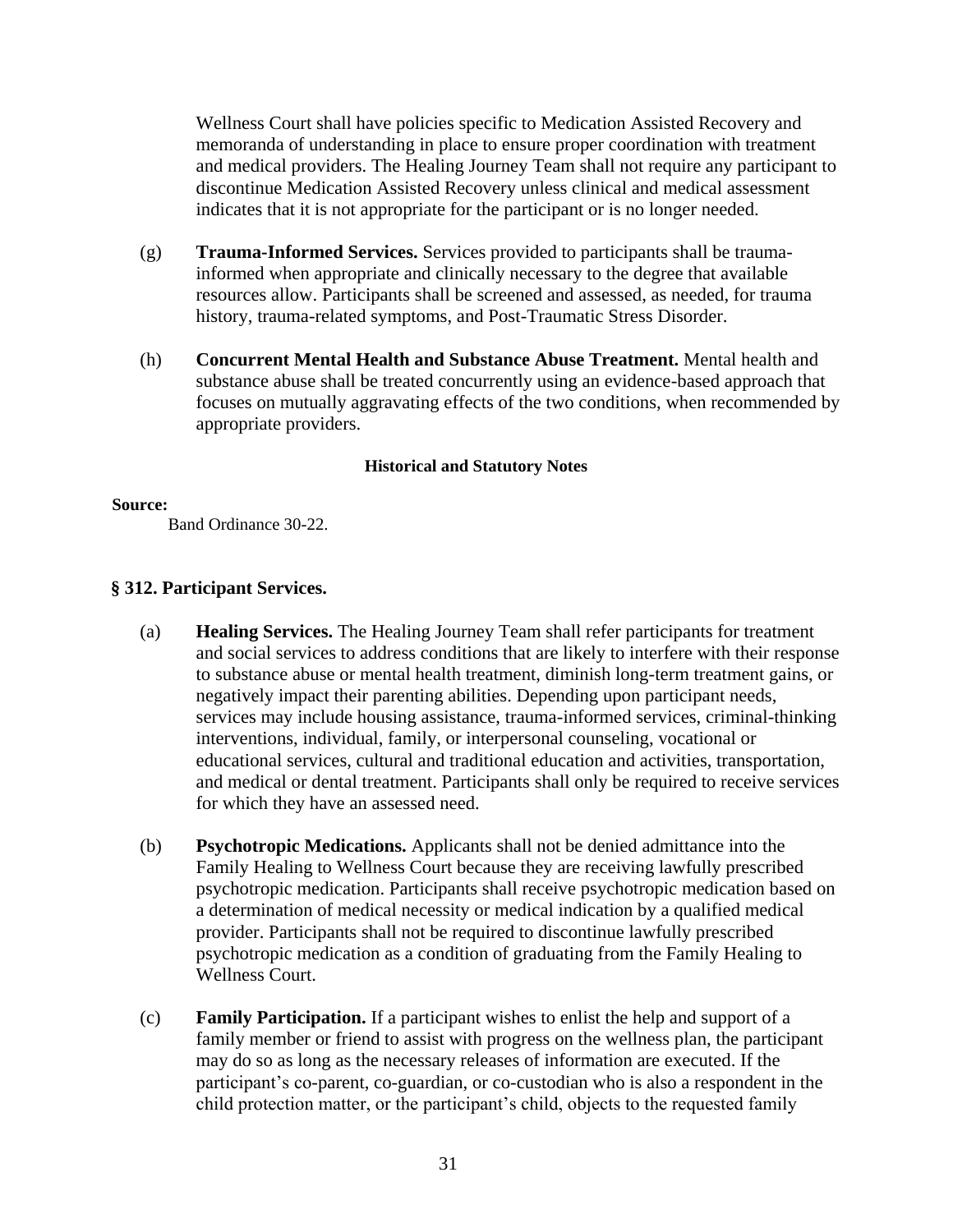Wellness Court shall have policies specific to Medication Assisted Recovery and memoranda of understanding in place to ensure proper coordination with treatment and medical providers. The Healing Journey Team shall not require any participant to discontinue Medication Assisted Recovery unless clinical and medical assessment indicates that it is not appropriate for the participant or is no longer needed.

(g) **Trauma-Informed Services.** Services provided to participants shall be trauma-informed when appropriate and clinically necessary to the degree that available resources allow. Participants shall be screened and assessed, as needed, for trauma history, trauma-related symptoms, and Post-Traumatic Stress Disorder.

(h) **Concurrent Mental Health and Substance Abuse Treatment.** Mental health and substance abuse shall be treated concurrently using an evidence-based approach that focuses on mutually aggravating effects of the two conditions, when recommended by appropriate providers.

**Historical and Statutory Notes**

**Source:**
Band Ordinance 30-22.

### § 312. Participant Services.

(a) **Healing Services.** The Healing Journey Team shall refer participants for treatment and social services to address conditions that are likely to interfere with their response to substance abuse or mental health treatment, diminish long-term treatment gains, or negatively impact their parenting abilities. Depending upon participant needs, services may include housing assistance, trauma-informed services, criminal-thinking interventions, individual, family, or interpersonal counseling, vocational or educational services, cultural and traditional education and activities, transportation, and medical or dental treatment. Participants shall only be required to receive services for which they have an assessed need.

(b) **Psychotropic Medications.** Applicants shall not be denied admittance into the Family Healing to Wellness Court because they are receiving lawfully prescribed psychotropic medication. Participants shall receive psychotropic medication based on a determination of medical necessity or medical indication by a qualified medical provider. Participants shall not be required to discontinue lawfully prescribed psychotropic medication as a condition of graduating from the Family Healing to Wellness Court.

(c) **Family Participation.** If a participant wishes to enlist the help and support of a family member or friend to assist with progress on the wellness plan, the participant may do so as long as the necessary releases of information are executed. If the participant's co-parent, co-guardian, or co-custodian who is also a respondent in the child protection matter, or the participant's child, objects to the requested family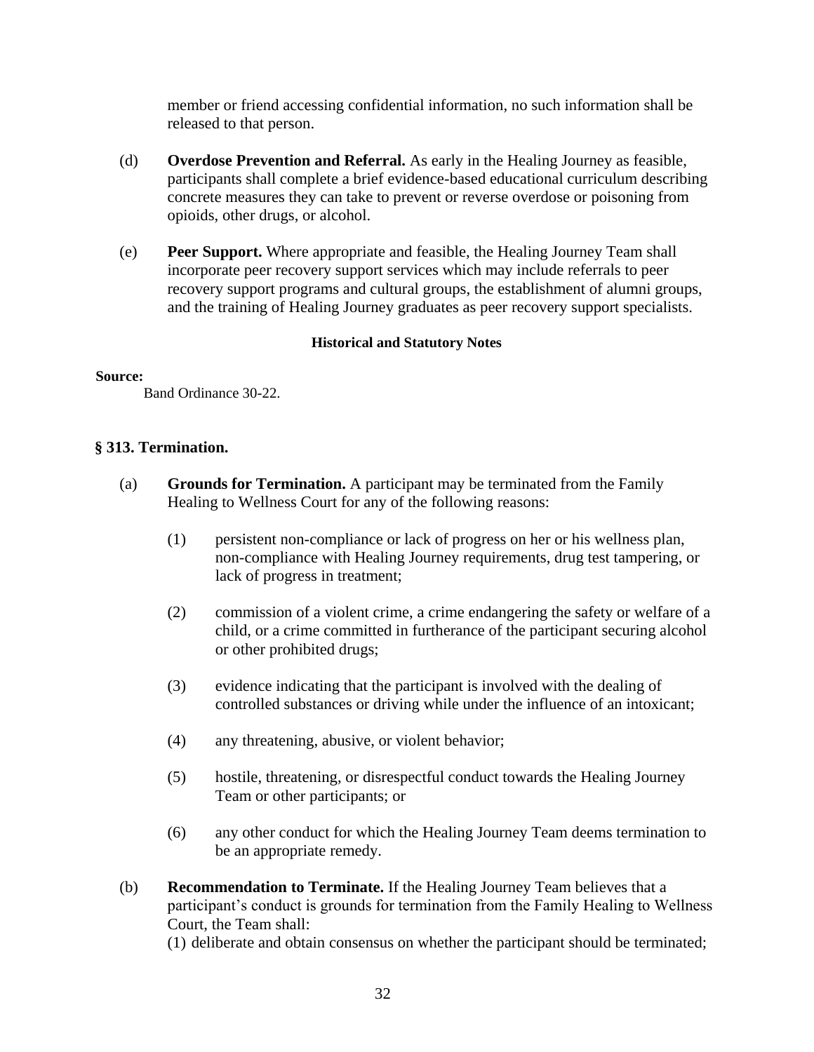member or friend accessing confidential information, no such information shall be released to that person.

(d) **Overdose Prevention and Referral.** As early in the Healing Journey as feasible, participants shall complete a brief evidence-based educational curriculum describing concrete measures they can take to prevent or reverse overdose or poisoning from opioids, other drugs, or alcohol.

(e) **Peer Support.** Where appropriate and feasible, the Healing Journey Team shall incorporate peer recovery support services which may include referrals to peer recovery support programs and cultural groups, the establishment of alumni groups, and the training of Healing Journey graduates as peer recovery support specialists.

**Historical and Statutory Notes**

**Source:**
Band Ordinance 30-22.

### § 313. Termination.

(a) **Grounds for Termination.** A participant may be terminated from the Family Healing to Wellness Court for any of the following reasons:

(1) persistent non-compliance or lack of progress on her or his wellness plan, non-compliance with Healing Journey requirements, drug test tampering, or lack of progress in treatment;

(2) commission of a violent crime, a crime endangering the safety or welfare of a child, or a crime committed in furtherance of the participant securing alcohol or other prohibited drugs;

(3) evidence indicating that the participant is involved with the dealing of controlled substances or driving while under the influence of an intoxicant;

(4) any threatening, abusive, or violent behavior;

(5) hostile, threatening, or disrespectful conduct towards the Healing Journey Team or other participants; or

(6) any other conduct for which the Healing Journey Team deems termination to be an appropriate remedy.

(b) **Recommendation to Terminate.** If the Healing Journey Team believes that a participant's conduct is grounds for termination from the Family Healing to Wellness Court, the Team shall:

(1) deliberate and obtain consensus on whether the participant should be terminated;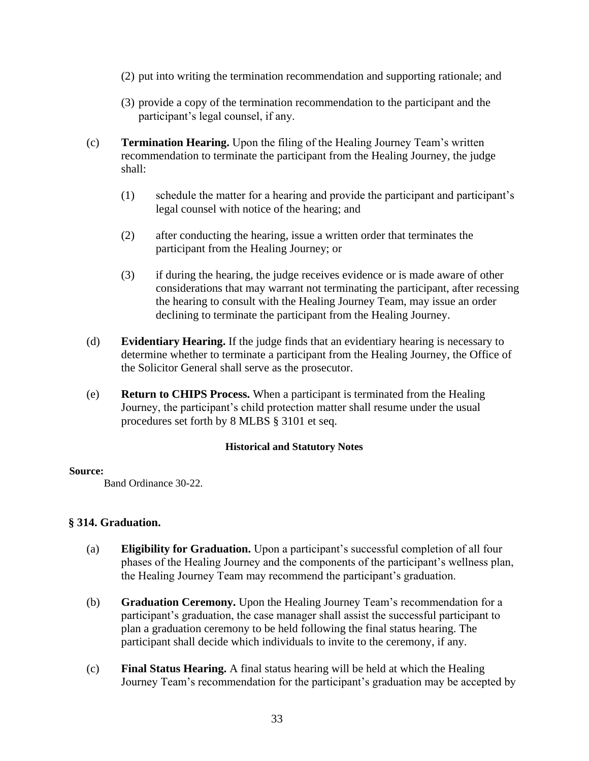(2) put into writing the termination recommendation and supporting rationale; and

(3) provide a copy of the termination recommendation to the participant and the participant's legal counsel, if any.

(c) **Termination Hearing.** Upon the filing of the Healing Journey Team's written recommendation to terminate the participant from the Healing Journey, the judge shall:

(1) schedule the matter for a hearing and provide the participant and participant's legal counsel with notice of the hearing; and

(2) after conducting the hearing, issue a written order that terminates the participant from the Healing Journey; or

(3) if during the hearing, the judge receives evidence or is made aware of other considerations that may warrant not terminating the participant, after recessing the hearing to consult with the Healing Journey Team, may issue an order declining to terminate the participant from the Healing Journey.

(d) **Evidentiary Hearing.** If the judge finds that an evidentiary hearing is necessary to determine whether to terminate a participant from the Healing Journey, the Office of the Solicitor General shall serve as the prosecutor.

(e) **Return to CHIPS Process.** When a participant is terminated from the Healing Journey, the participant's child protection matter shall resume under the usual procedures set forth by 8 MLBS § 3101 et seq.

**Historical and Statutory Notes**

**Source:**

Band Ordinance 30-22.

### § 314. Graduation.

(a) **Eligibility for Graduation.** Upon a participant's successful completion of all four phases of the Healing Journey and the components of the participant's wellness plan, the Healing Journey Team may recommend the participant's graduation.

(b) **Graduation Ceremony.** Upon the Healing Journey Team's recommendation for a participant's graduation, the case manager shall assist the successful participant to plan a graduation ceremony to be held following the final status hearing. The participant shall decide which individuals to invite to the ceremony, if any.

(c) **Final Status Hearing.** A final status hearing will be held at which the Healing Journey Team's recommendation for the participant's graduation may be accepted by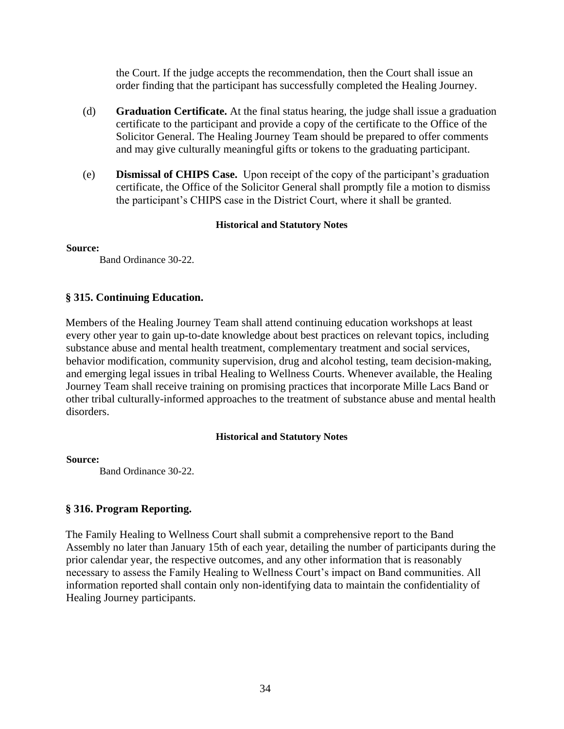the Court. If the judge accepts the recommendation, then the Court shall issue an order finding that the participant has successfully completed the Healing Journey.

(d) **Graduation Certificate.** At the final status hearing, the judge shall issue a graduation certificate to the participant and provide a copy of the certificate to the Office of the Solicitor General. The Healing Journey Team should be prepared to offer comments and may give culturally meaningful gifts or tokens to the graduating participant.

(e) **Dismissal of CHIPS Case.** Upon receipt of the copy of the participant's graduation certificate, the Office of the Solicitor General shall promptly file a motion to dismiss the participant's CHIPS case in the District Court, where it shall be granted.

**Historical and Statutory Notes**

**Source:**
Band Ordinance 30-22.

## § 315. Continuing Education.

Members of the Healing Journey Team shall attend continuing education workshops at least every other year to gain up-to-date knowledge about best practices on relevant topics, including substance abuse and mental health treatment, complementary treatment and social services, behavior modification, community supervision, drug and alcohol testing, team decision-making, and emerging legal issues in tribal Healing to Wellness Courts. Whenever available, the Healing Journey Team shall receive training on promising practices that incorporate Mille Lacs Band or other tribal culturally-informed approaches to the treatment of substance abuse and mental health disorders.

**Historical and Statutory Notes**

**Source:**
Band Ordinance 30-22.

## § 316. Program Reporting.

The Family Healing to Wellness Court shall submit a comprehensive report to the Band Assembly no later than January 15th of each year, detailing the number of participants during the prior calendar year, the respective outcomes, and any other information that is reasonably necessary to assess the Family Healing to Wellness Court's impact on Band communities. All information reported shall contain only non-identifying data to maintain the confidentiality of Healing Journey participants.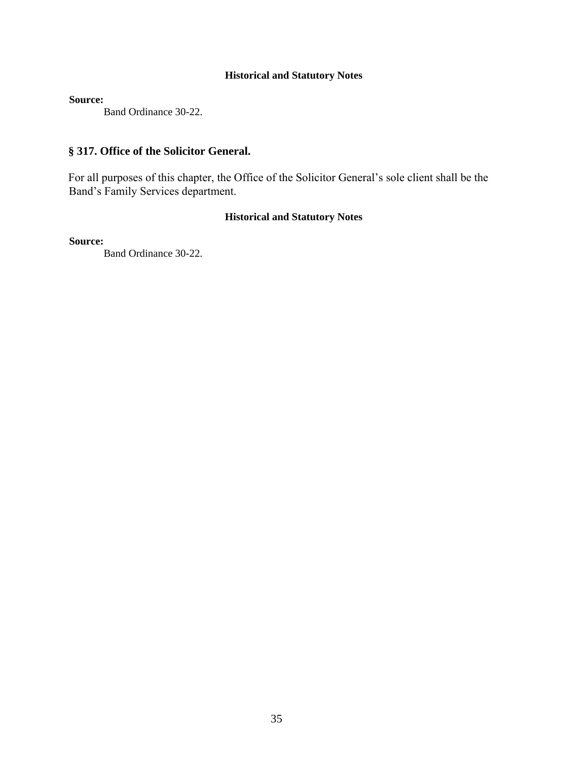**Historical and Statutory Notes**

**Source:**

Band Ordinance 30-22.

## § 317. Office of the Solicitor General.

For all purposes of this chapter, the Office of the Solicitor General's sole client shall be the Band's Family Services department.

**Historical and Statutory Notes**

**Source:**

Band Ordinance 30-22.